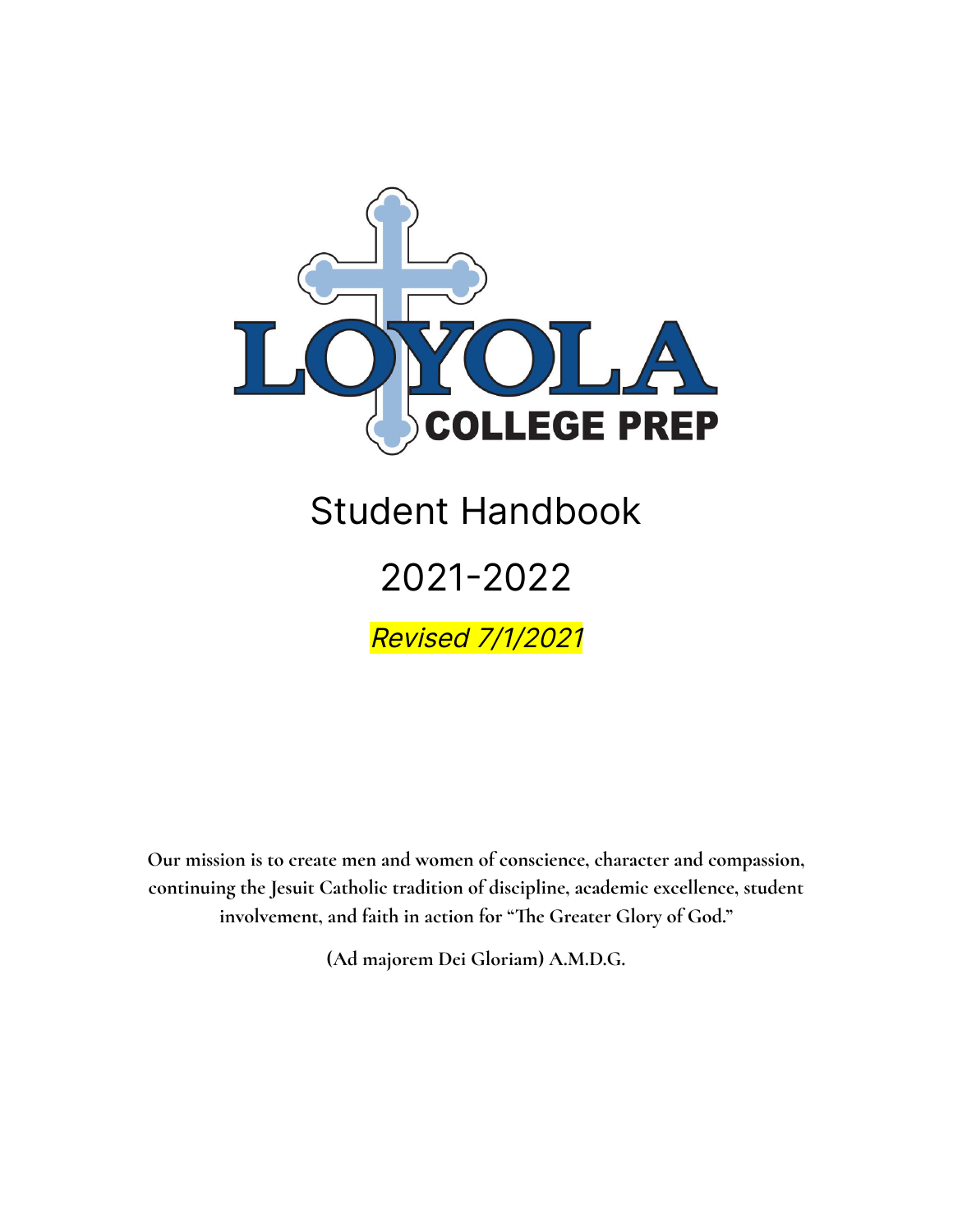LOYOLA COLLEGE PREP

# Student Handbook

# 2021-2022

*Revised 7/1/2021*

**Our mission is to create men and women of conscience, character and compassion, continuing the Jesuit Catholic tradition of discipline, academic excellence, student involvement, and faith in action for "The Greater Glory of God."**

**(Ad majorem Dei Gloriam) A.M.D.G.**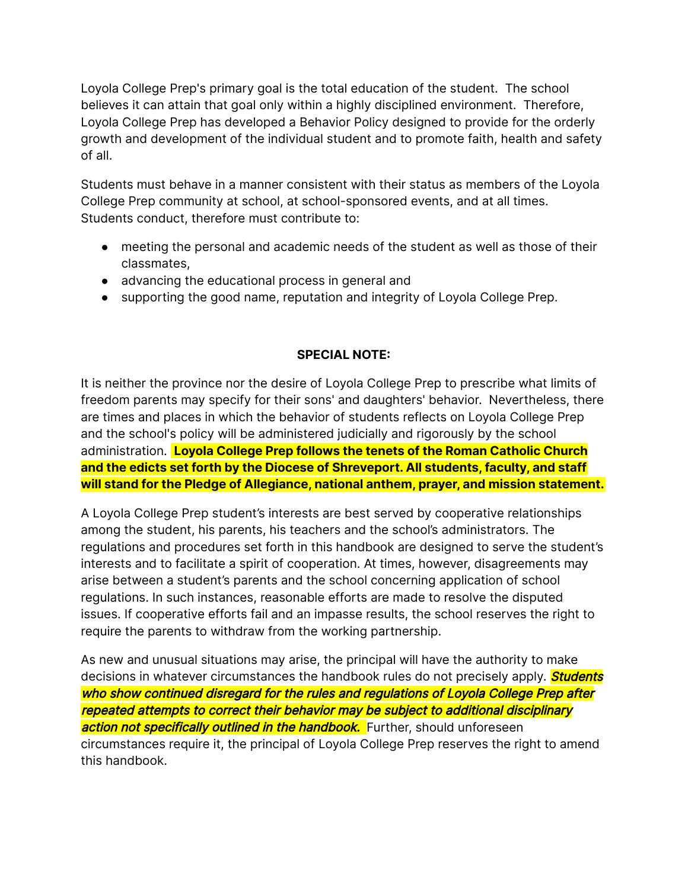Loyola College Prep's primary goal is the total education of the student. The school believes it can attain that goal only within a highly disciplined environment. Therefore, Loyola College Prep has developed a Behavior Policy designed to provide for the orderly growth and development of the individual student and to promote faith, health and safety of all.

Students must behave in a manner consistent with their status as members of the Loyola College Prep community at school, at school-sponsored events, and at all times. Students conduct, therefore must contribute to:

- meeting the personal and academic needs of the student as well as those of their classmates,
- advancing the educational process in general and
- supporting the good name, reputation and integrity of Loyola College Prep.

**SPECIAL NOTE:**

It is neither the province nor the desire of Loyola College Prep to prescribe what limits of freedom parents may specify for their sons' and daughters' behavior. Nevertheless, there are times and places in which the behavior of students reflects on Loyola College Prep and the school's policy will be administered judicially and rigorously by the school administration. **Loyola College Prep follows the tenets of the Roman Catholic Church and the edicts set forth by the Diocese of Shreveport. All students, faculty, and staff will stand for the Pledge of Allegiance, national anthem, prayer, and mission statement.**

A Loyola College Prep student's interests are best served by cooperative relationships among the student, his parents, his teachers and the school's administrators. The regulations and procedures set forth in this handbook are designed to serve the student's interests and to facilitate a spirit of cooperation. At times, however, disagreements may arise between a student's parents and the school concerning application of school regulations. In such instances, reasonable efforts are made to resolve the disputed issues. If cooperative efforts fail and an impasse results, the school reserves the right to require the parents to withdraw from the working partnership.

As new and unusual situations may arise, the principal will have the authority to make decisions in whatever circumstances the handbook rules do not precisely apply. ***Students who show continued disregard for the rules and regulations of Loyola College Prep after repeated attempts to correct their behavior may be subject to additional disciplinary action not specifically outlined in the handbook.*** Further, should unforeseen circumstances require it, the principal of Loyola College Prep reserves the right to amend this handbook.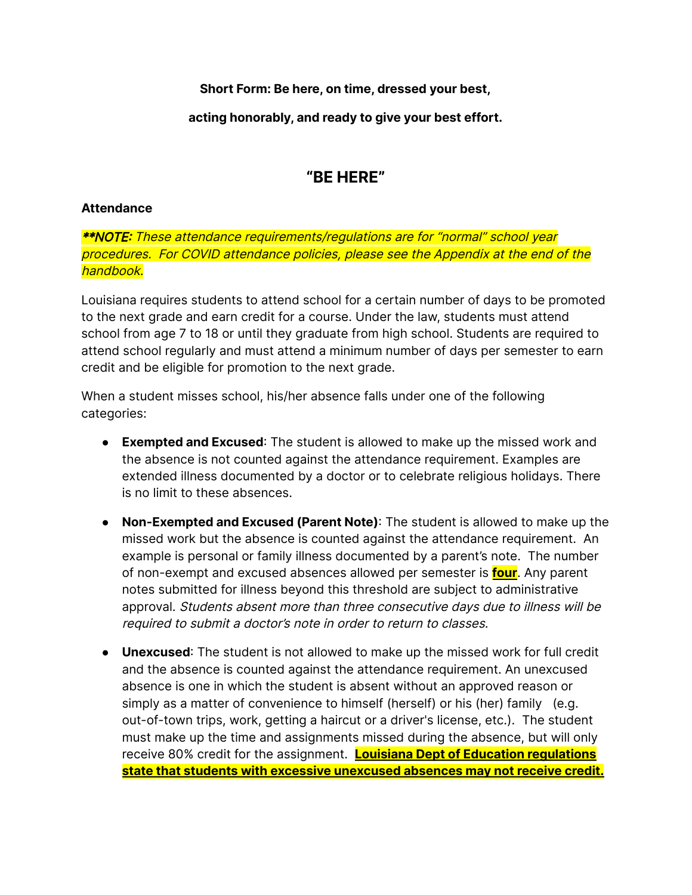**Short Form: Be here, on time, dressed your best,**

**acting honorably, and ready to give your best effort.**

## "BE HERE"

### Attendance

***\*\*NOTE:** These attendance requirements/regulations are for "normal" school year procedures. For COVID attendance policies, please see the Appendix at the end of the handbook.*

Louisiana requires students to attend school for a certain number of days to be promoted to the next grade and earn credit for a course. Under the law, students must attend school from age 7 to 18 or until they graduate from high school. Students are required to attend school regularly and must attend a minimum number of days per semester to earn credit and be eligible for promotion to the next grade.

When a student misses school, his/her absence falls under one of the following categories:

- **Exempted and Excused**: The student is allowed to make up the missed work and the absence is not counted against the attendance requirement. Examples are extended illness documented by a doctor or to celebrate religious holidays. There is no limit to these absences.

- **Non-Exempted and Excused (Parent Note)**: The student is allowed to make up the missed work but the absence is counted against the attendance requirement. An example is personal or family illness documented by a parent's note. The number of non-exempt and excused absences allowed per semester is **four**. Any parent notes submitted for illness beyond this threshold are subject to administrative approval. *Students absent more than three consecutive days due to illness will be required to submit a doctor's note in order to return to classes.*

- **Unexcused**: The student is not allowed to make up the missed work for full credit and the absence is counted against the attendance requirement. An unexcused absence is one in which the student is absent without an approved reason or simply as a matter of convenience to himself (herself) or his (her) family (e.g. out-of-town trips, work, getting a haircut or a driver's license, etc.). The student must make up the time and assignments missed during the absence, but will only receive 80% credit for the assignment. **Louisiana Dept of Education regulations state that students with excessive unexcused absences may not receive credit.**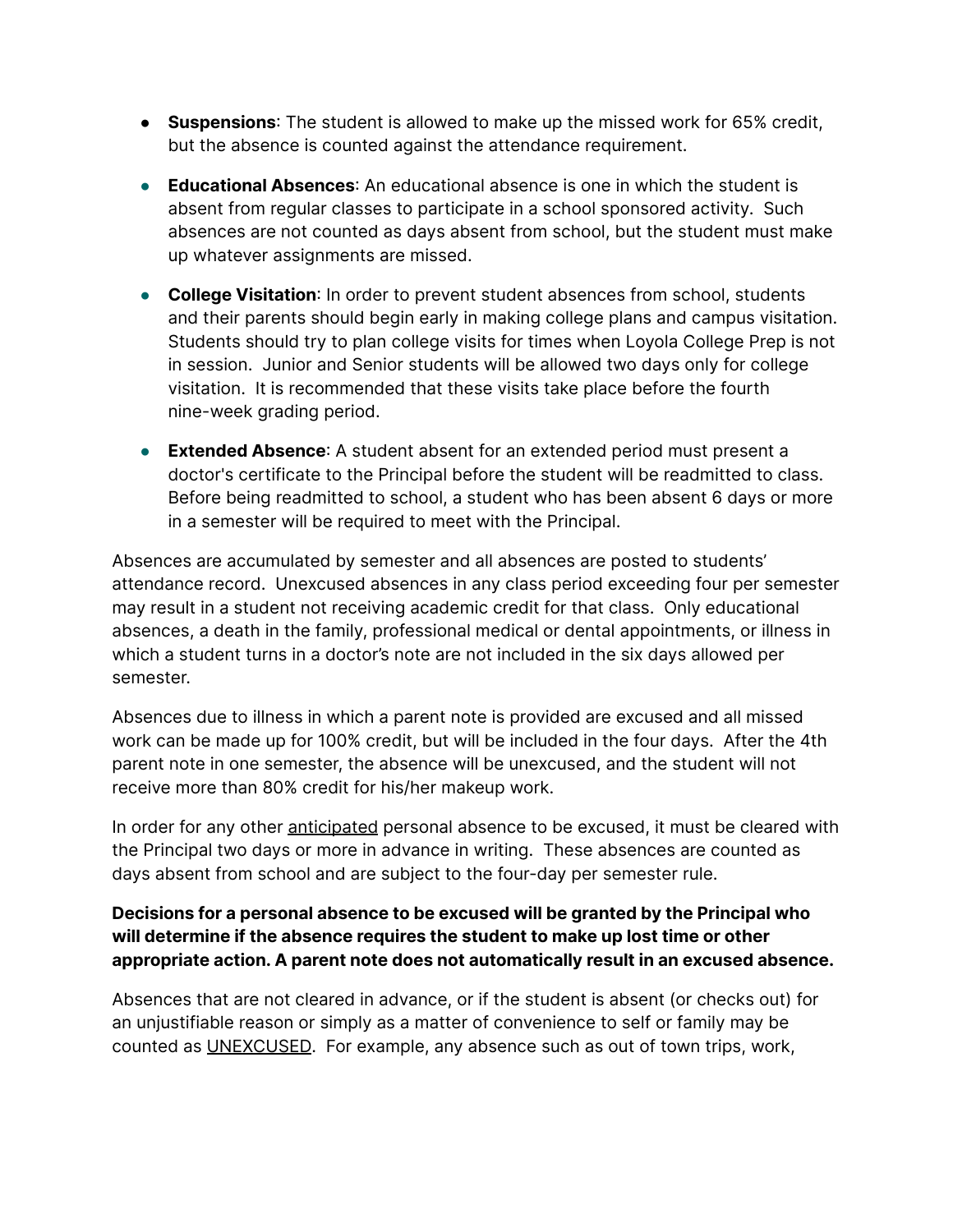- **Suspensions**: The student is allowed to make up the missed work for 65% credit, but the absence is counted against the attendance requirement.
- **Educational Absences**: An educational absence is one in which the student is absent from regular classes to participate in a school sponsored activity. Such absences are not counted as days absent from school, but the student must make up whatever assignments are missed.
- **College Visitation**: In order to prevent student absences from school, students and their parents should begin early in making college plans and campus visitation. Students should try to plan college visits for times when Loyola College Prep is not in session. Junior and Senior students will be allowed two days only for college visitation. It is recommended that these visits take place before the fourth nine-week grading period.
- **Extended Absence**: A student absent for an extended period must present a doctor's certificate to the Principal before the student will be readmitted to class. Before being readmitted to school, a student who has been absent 6 days or more in a semester will be required to meet with the Principal.

Absences are accumulated by semester and all absences are posted to students' attendance record. Unexcused absences in any class period exceeding four per semester may result in a student not receiving academic credit for that class. Only educational absences, a death in the family, professional medical or dental appointments, or illness in which a student turns in a doctor's note are not included in the six days allowed per semester.

Absences due to illness in which a parent note is provided are excused and all missed work can be made up for 100% credit, but will be included in the four days. After the 4th parent note in one semester, the absence will be unexcused, and the student will not receive more than 80% credit for his/her makeup work.

In order for any other <u>anticipated</u> personal absence to be excused, it must be cleared with the Principal two days or more in advance in writing. These absences are counted as days absent from school and are subject to the four-day per semester rule.

**Decisions for a personal absence to be excused will be granted by the Principal who will determine if the absence requires the student to make up lost time or other appropriate action. A parent note does not automatically result in an excused absence.**

Absences that are not cleared in advance, or if the student is absent (or checks out) for an unjustifiable reason or simply as a matter of convenience to self or family may be counted as <u>UNEXCUSED</u>. For example, any absence such as out of town trips, work,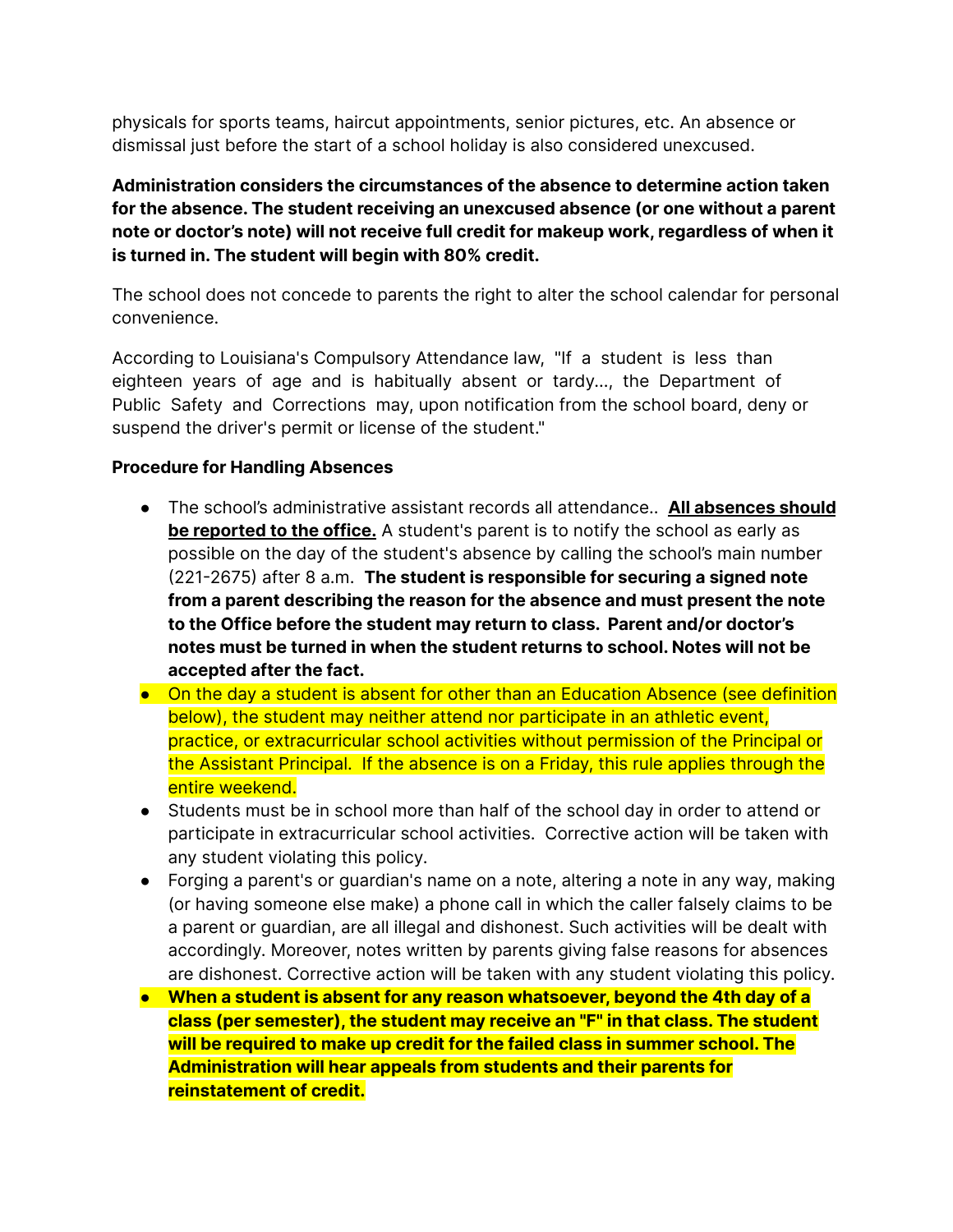physicals for sports teams, haircut appointments, senior pictures, etc. An absence or dismissal just before the start of a school holiday is also considered unexcused.

**Administration considers the circumstances of the absence to determine action taken for the absence. The student receiving an unexcused absence (or one without a parent note or doctor's note) will not receive full credit for makeup work, regardless of when it is turned in. The student will begin with 80% credit.**

The school does not concede to parents the right to alter the school calendar for personal convenience.

According to Louisiana's Compulsory Attendance law, "If a student is less than eighteen years of age and is habitually absent or tardy..., the Department of Public Safety and Corrections may, upon notification from the school board, deny or suspend the driver's permit or license of the student."

**Procedure for Handling Absences**

- The school's administrative assistant records all attendance.. **<u>All absences should be reported to the office.</u>** A student's parent is to notify the school as early as possible on the day of the student's absence by calling the school's main number (221-2675) after 8 a.m. **The student is responsible for securing a signed note from a parent describing the reason for the absence and must present the note to the Office before the student may return to class. Parent and/or doctor's notes must be turned in when the student returns to school. Notes will not be accepted after the fact.**
- On the day a student is absent for other than an Education Absence (see definition below), the student may neither attend nor participate in an athletic event, practice, or extracurricular school activities without permission of the Principal or the Assistant Principal. If the absence is on a Friday, this rule applies through the entire weekend.
- Students must be in school more than half of the school day in order to attend or participate in extracurricular school activities. Corrective action will be taken with any student violating this policy.
- Forging a parent's or guardian's name on a note, altering a note in any way, making (or having someone else make) a phone call in which the caller falsely claims to be a parent or guardian, are all illegal and dishonest. Such activities will be dealt with accordingly. Moreover, notes written by parents giving false reasons for absences are dishonest. Corrective action will be taken with any student violating this policy.
- **When a student is absent for any reason whatsoever, beyond the 4th day of a class (per semester), the student may receive an "F" in that class. The student will be required to make up credit for the failed class in summer school. The Administration will hear appeals from students and their parents for reinstatement of credit.**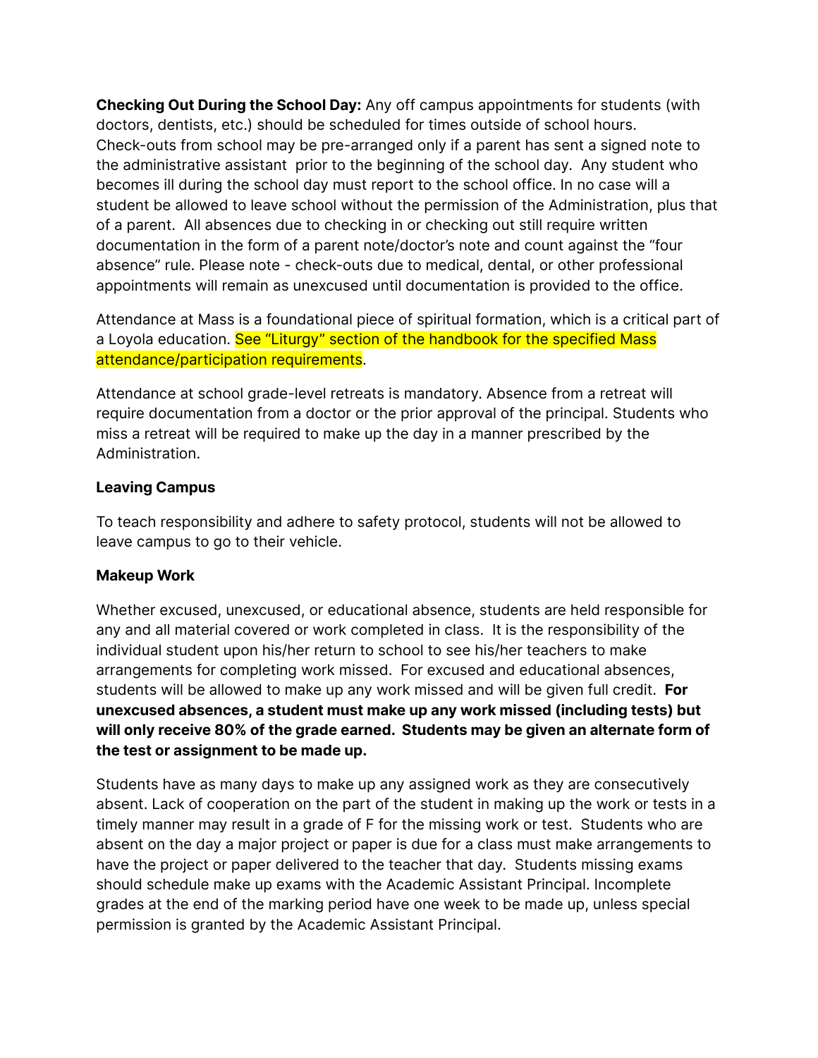**Checking Out During the School Day:** Any off campus appointments for students (with doctors, dentists, etc.) should be scheduled for times outside of school hours. Check-outs from school may be pre-arranged only if a parent has sent a signed note to the administrative assistant prior to the beginning of the school day. Any student who becomes ill during the school day must report to the school office. In no case will a student be allowed to leave school without the permission of the Administration, plus that of a parent. All absences due to checking in or checking out still require written documentation in the form of a parent note/doctor's note and count against the "four absence" rule. Please note - check-outs due to medical, dental, or other professional appointments will remain as unexcused until documentation is provided to the office.

Attendance at Mass is a foundational piece of spiritual formation, which is a critical part of a Loyola education. See "Liturgy" section of the handbook for the specified Mass attendance/participation requirements.

Attendance at school grade-level retreats is mandatory. Absence from a retreat will require documentation from a doctor or the prior approval of the principal. Students who miss a retreat will be required to make up the day in a manner prescribed by the Administration.

**Leaving Campus**

To teach responsibility and adhere to safety protocol, students will not be allowed to leave campus to go to their vehicle.

**Makeup Work**

Whether excused, unexcused, or educational absence, students are held responsible for any and all material covered or work completed in class. It is the responsibility of the individual student upon his/her return to school to see his/her teachers to make arrangements for completing work missed. For excused and educational absences, students will be allowed to make up any work missed and will be given full credit. **For unexcused absences, a student must make up any work missed (including tests) but will only receive 80% of the grade earned. Students may be given an alternate form of the test or assignment to be made up.**

Students have as many days to make up any assigned work as they are consecutively absent. Lack of cooperation on the part of the student in making up the work or tests in a timely manner may result in a grade of F for the missing work or test. Students who are absent on the day a major project or paper is due for a class must make arrangements to have the project or paper delivered to the teacher that day. Students missing exams should schedule make up exams with the Academic Assistant Principal. Incomplete grades at the end of the marking period have one week to be made up, unless special permission is granted by the Academic Assistant Principal.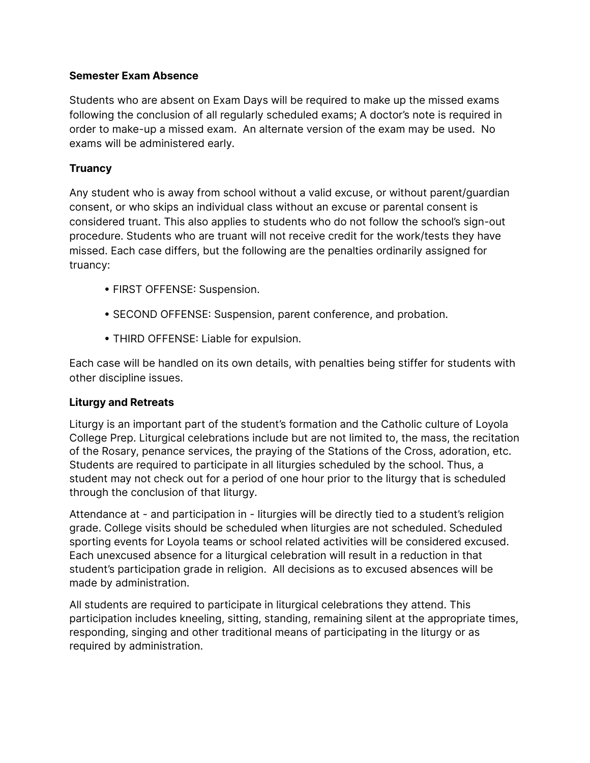**Semester Exam Absence**

Students who are absent on Exam Days will be required to make up the missed exams following the conclusion of all regularly scheduled exams; A doctor's note is required in order to make-up a missed exam. An alternate version of the exam may be used. No exams will be administered early.

**Truancy**

Any student who is away from school without a valid excuse, or without parent/guardian consent, or who skips an individual class without an excuse or parental consent is considered truant. This also applies to students who do not follow the school's sign-out procedure. Students who are truant will not receive credit for the work/tests they have missed. Each case differs, but the following are the penalties ordinarily assigned for truancy:

- FIRST OFFENSE: Suspension.
- SECOND OFFENSE: Suspension, parent conference, and probation.
- THIRD OFFENSE: Liable for expulsion.

Each case will be handled on its own details, with penalties being stiffer for students with other discipline issues.

**Liturgy and Retreats**

Liturgy is an important part of the student's formation and the Catholic culture of Loyola College Prep. Liturgical celebrations include but are not limited to, the mass, the recitation of the Rosary, penance services, the praying of the Stations of the Cross, adoration, etc. Students are required to participate in all liturgies scheduled by the school. Thus, a student may not check out for a period of one hour prior to the liturgy that is scheduled through the conclusion of that liturgy.

Attendance at - and participation in - liturgies will be directly tied to a student's religion grade. College visits should be scheduled when liturgies are not scheduled. Scheduled sporting events for Loyola teams or school related activities will be considered excused. Each unexcused absence for a liturgical celebration will result in a reduction in that student's participation grade in religion. All decisions as to excused absences will be made by administration.

All students are required to participate in liturgical celebrations they attend. This participation includes kneeling, sitting, standing, remaining silent at the appropriate times, responding, singing and other traditional means of participating in the liturgy or as required by administration.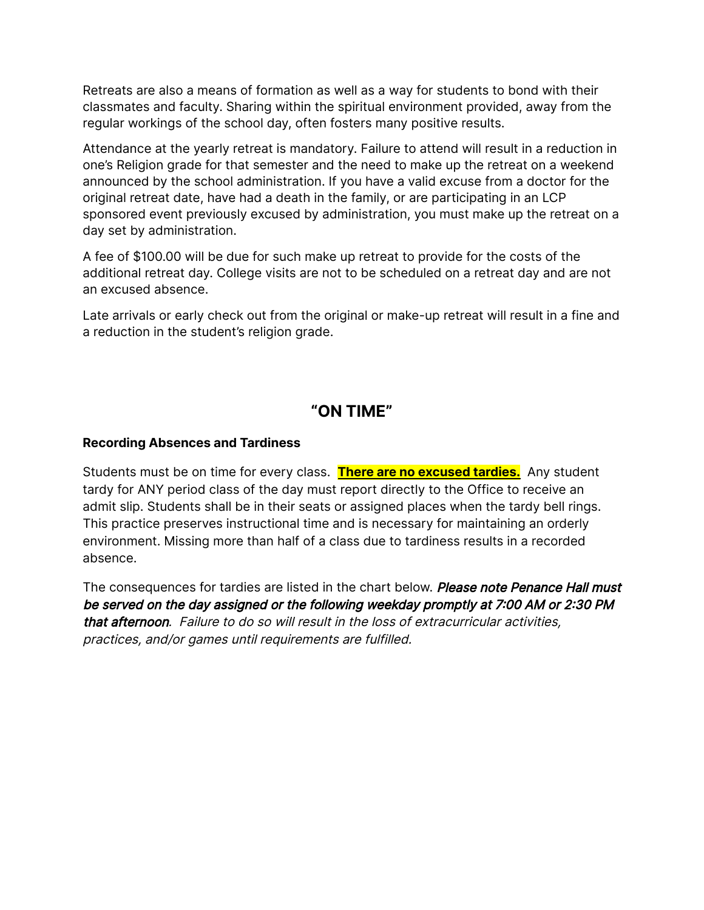Retreats are also a means of formation as well as a way for students to bond with their classmates and faculty. Sharing within the spiritual environment provided, away from the regular workings of the school day, often fosters many positive results.

Attendance at the yearly retreat is mandatory. Failure to attend will result in a reduction in one's Religion grade for that semester and the need to make up the retreat on a weekend announced by the school administration. If you have a valid excuse from a doctor for the original retreat date, have had a death in the family, or are participating in an LCP sponsored event previously excused by administration, you must make up the retreat on a day set by administration.

A fee of $100.00 will be due for such make up retreat to provide for the costs of the additional retreat day. College visits are not to be scheduled on a retreat day and are not an excused absence.

Late arrivals or early check out from the original or make-up retreat will result in a fine and a reduction in the student's religion grade.

## "ON TIME"

**Recording Absences and Tardiness**

Students must be on time for every class. **There are no excused tardies.** Any student tardy for ANY period class of the day must report directly to the Office to receive an admit slip. Students shall be in their seats or assigned places when the tardy bell rings. This practice preserves instructional time and is necessary for maintaining an orderly environment. Missing more than half of a class due to tardiness results in a recorded absence.

The consequences for tardies are listed in the chart below. ***Please note Penance Hall must be served on the day assigned or the following weekday promptly at 7:00 AM or 2:30 PM that afternoon****. Failure to do so will result in the loss of extracurricular activities, practices, and/or games until requirements are fulfilled.*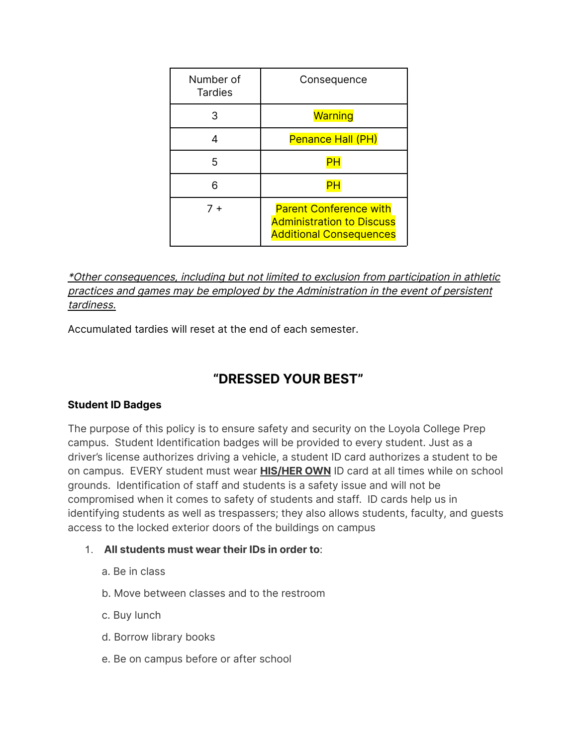| Number of Tardies | Consequence |
| --- | --- |
| 3 | Warning |
| 4 | Penance Hall (PH) |
| 5 | PH |
| 6 | PH |
| 7 + | Parent Conference with Administration to Discuss Additional Consequences |

*<u>*Other consequences, including but not limited to exclusion from participation in athletic practices and games may be employed by the Administration in the event of persistent tardiness.</u>*

Accumulated tardies will reset at the end of each semester.

## "DRESSED YOUR BEST"

**Student ID Badges**

The purpose of this policy is to ensure safety and security on the Loyola College Prep campus. Student Identification badges will be provided to every student. Just as a driver's license authorizes driving a vehicle, a student ID card authorizes a student to be on campus. EVERY student must wear **<u>HIS/HER OWN</u>** ID card at all times while on school grounds. Identification of staff and students is a safety issue and will not be compromised when it comes to safety of students and staff. ID cards help us in identifying students as well as trespassers; they also allows students, faculty, and guests access to the locked exterior doors of the buildings on campus

1. **All students must wear their IDs in order to**:

   a. Be in class

   b. Move between classes and to the restroom

   c. Buy lunch

   d. Borrow library books

   e. Be on campus before or after school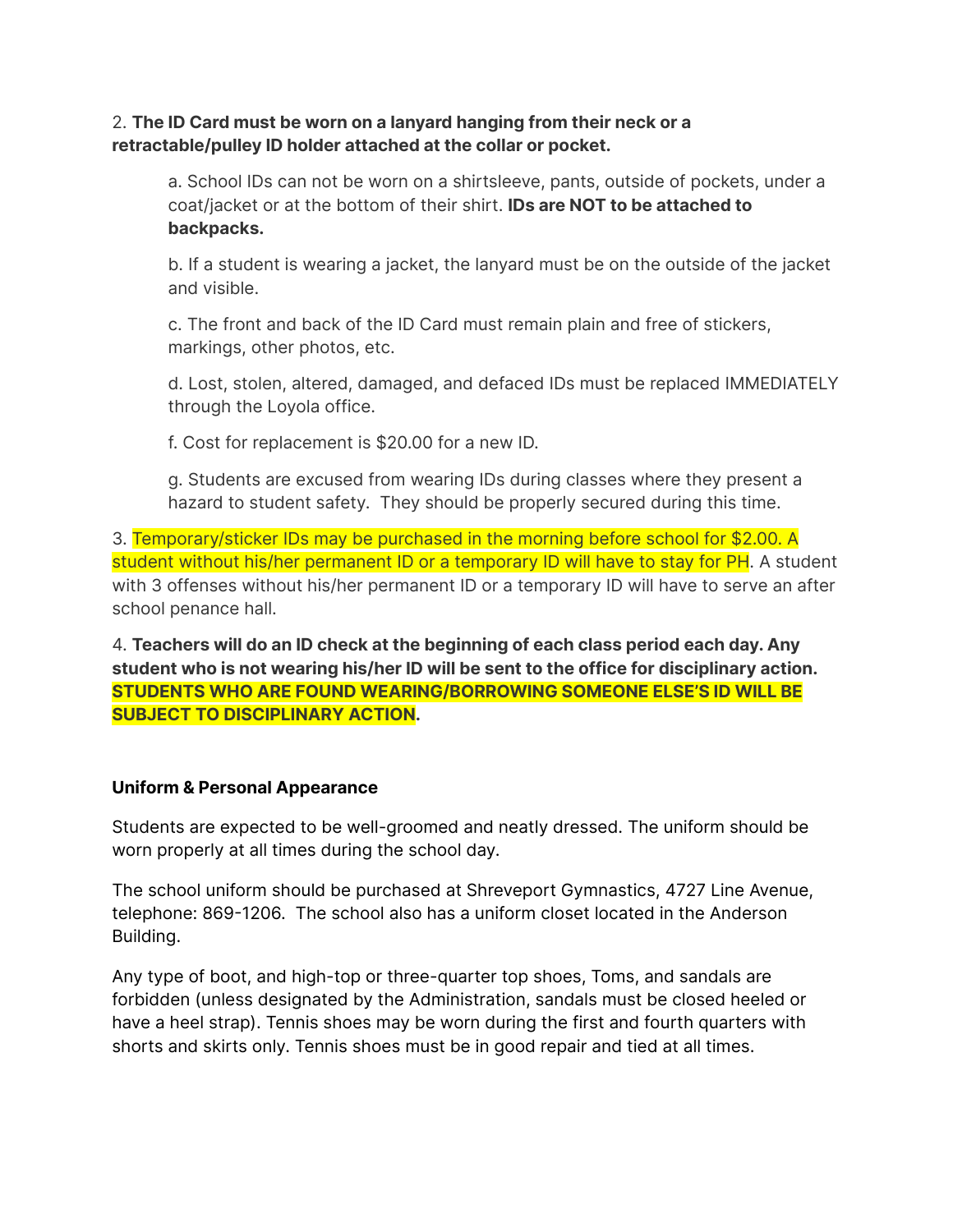2. **The ID Card must be worn on a lanyard hanging from their neck or a retractable/pulley ID holder attached at the collar or pocket.**

   a. School IDs can not be worn on a shirtsleeve, pants, outside of pockets, under a coat/jacket or at the bottom of their shirt. **IDs are NOT to be attached to backpacks.**

   b. If a student is wearing a jacket, the lanyard must be on the outside of the jacket and visible.

   c. The front and back of the ID Card must remain plain and free of stickers, markings, other photos, etc.

   d. Lost, stolen, altered, damaged, and defaced IDs must be replaced IMMEDIATELY through the Loyola office.

   f. Cost for replacement is $20.00 for a new ID.

   g. Students are excused from wearing IDs during classes where they present a hazard to student safety. They should be properly secured during this time.

3. Temporary/sticker IDs may be purchased in the morning before school for $2.00. A student without his/her permanent ID or a temporary ID will have to stay for PH. A student with 3 offenses without his/her permanent ID or a temporary ID will have to serve an after school penance hall.

4. **Teachers will do an ID check at the beginning of each class period each day. Any student who is not wearing his/her ID will be sent to the office for disciplinary action. STUDENTS WHO ARE FOUND WEARING/BORROWING SOMEONE ELSE'S ID WILL BE SUBJECT TO DISCIPLINARY ACTION.**

### Uniform & Personal Appearance

Students are expected to be well-groomed and neatly dressed. The uniform should be worn properly at all times during the school day.

The school uniform should be purchased at Shreveport Gymnastics, 4727 Line Avenue, telephone: 869-1206. The school also has a uniform closet located in the Anderson Building.

Any type of boot, and high-top or three-quarter top shoes, Toms, and sandals are forbidden (unless designated by the Administration, sandals must be closed heeled or have a heel strap). Tennis shoes may be worn during the first and fourth quarters with shorts and skirts only. Tennis shoes must be in good repair and tied at all times.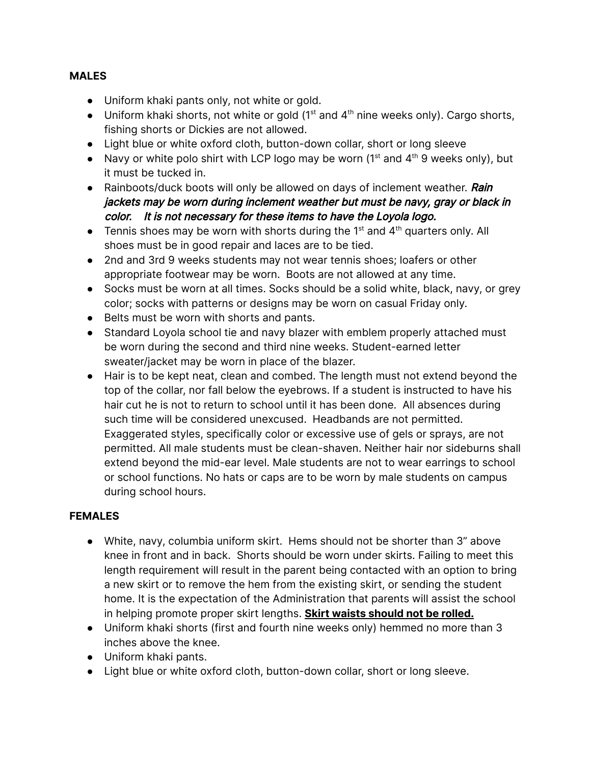**MALES**

- Uniform khaki pants only, not white or gold.
- Uniform khaki shorts, not white or gold (1st and 4th nine weeks only). Cargo shorts, fishing shorts or Dickies are not allowed.
- Light blue or white oxford cloth, button-down collar, short or long sleeve
- Navy or white polo shirt with LCP logo may be worn (1st and 4th 9 weeks only), but it must be tucked in.
- Rainboots/duck boots will only be allowed on days of inclement weather. ***Rain jackets may be worn during inclement weather but must be navy, gray or black in color. It is not necessary for these items to have the Loyola logo.***
- Tennis shoes may be worn with shorts during the 1st and 4th quarters only. All shoes must be in good repair and laces are to be tied.
- 2nd and 3rd 9 weeks students may not wear tennis shoes; loafers or other appropriate footwear may be worn. Boots are not allowed at any time.
- Socks must be worn at all times. Socks should be a solid white, black, navy, or grey color; socks with patterns or designs may be worn on casual Friday only.
- Belts must be worn with shorts and pants.
- Standard Loyola school tie and navy blazer with emblem properly attached must be worn during the second and third nine weeks. Student-earned letter sweater/jacket may be worn in place of the blazer.
- Hair is to be kept neat, clean and combed. The length must not extend beyond the top of the collar, nor fall below the eyebrows. If a student is instructed to have his hair cut he is not to return to school until it has been done. All absences during such time will be considered unexcused. Headbands are not permitted. Exaggerated styles, specifically color or excessive use of gels or sprays, are not permitted. All male students must be clean-shaven. Neither hair nor sideburns shall extend beyond the mid-ear level. Male students are not to wear earrings to school or school functions. No hats or caps are to be worn by male students on campus during school hours.

**FEMALES**

- White, navy, columbia uniform skirt. Hems should not be shorter than 3" above knee in front and in back. Shorts should be worn under skirts. Failing to meet this length requirement will result in the parent being contacted with an option to bring a new skirt or to remove the hem from the existing skirt, or sending the student home. It is the expectation of the Administration that parents will assist the school in helping promote proper skirt lengths. <u>**Skirt waists should not be rolled.**</u>
- Uniform khaki shorts (first and fourth nine weeks only) hemmed no more than 3 inches above the knee.
- Uniform khaki pants.
- Light blue or white oxford cloth, button-down collar, short or long sleeve.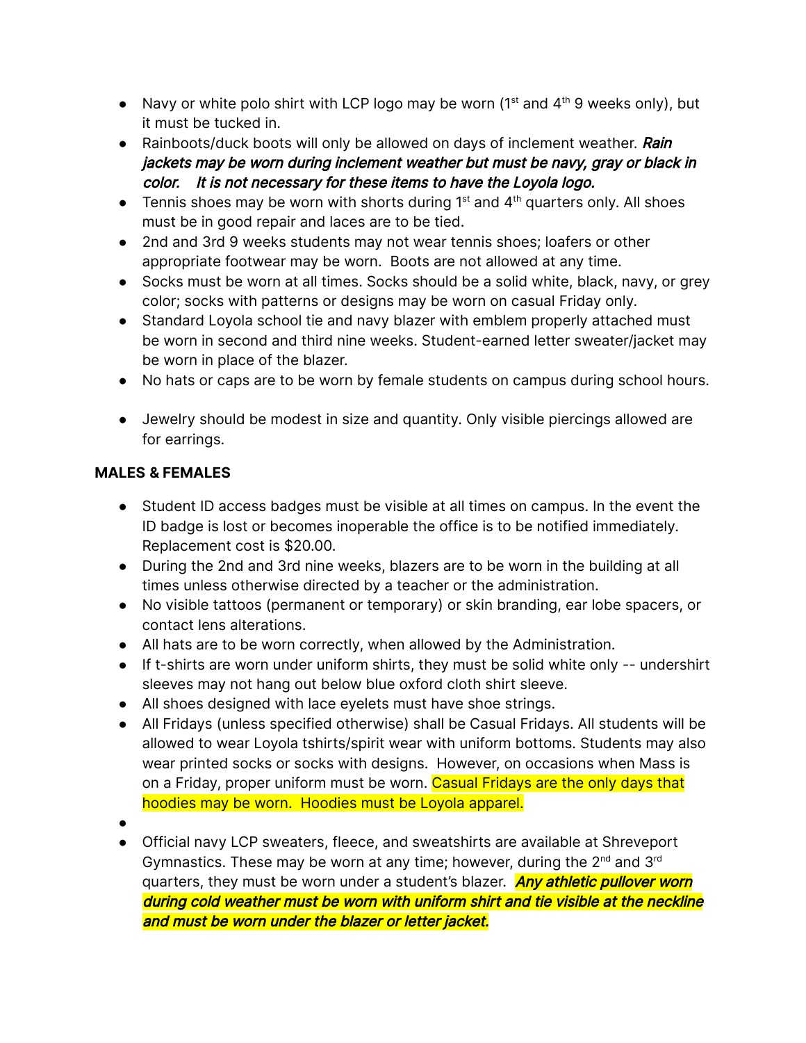- Navy or white polo shirt with LCP logo may be worn (1st and 4th 9 weeks only), but it must be tucked in.
- Rainboots/duck boots will only be allowed on days of inclement weather. ***Rain jackets may be worn during inclement weather but must be navy, gray or black in color. It is not necessary for these items to have the Loyola logo.***
- Tennis shoes may be worn with shorts during 1st and 4th quarters only. All shoes must be in good repair and laces are to be tied.
- 2nd and 3rd 9 weeks students may not wear tennis shoes; loafers or other appropriate footwear may be worn. Boots are not allowed at any time.
- Socks must be worn at all times. Socks should be a solid white, black, navy, or grey color; socks with patterns or designs may be worn on casual Friday only.
- Standard Loyola school tie and navy blazer with emblem properly attached must be worn in second and third nine weeks. Student-earned letter sweater/jacket may be worn in place of the blazer.
- No hats or caps are to be worn by female students on campus during school hours.
- Jewelry should be modest in size and quantity. Only visible piercings allowed are for earrings.

**MALES & FEMALES**

- Student ID access badges must be visible at all times on campus. In the event the ID badge is lost or becomes inoperable the office is to be notified immediately. Replacement cost is $20.00.
- During the 2nd and 3rd nine weeks, blazers are to be worn in the building at all times unless otherwise directed by a teacher or the administration.
- No visible tattoos (permanent or temporary) or skin branding, ear lobe spacers, or contact lens alterations.
- All hats are to be worn correctly, when allowed by the Administration.
- If t-shirts are worn under uniform shirts, they must be solid white only -- undershirt sleeves may not hang out below blue oxford cloth shirt sleeve.
- All shoes designed with lace eyelets must have shoe strings.
- All Fridays (unless specified otherwise) shall be Casual Fridays. All students will be allowed to wear Loyola tshirts/spirit wear with uniform bottoms. Students may also wear printed socks or socks with designs. However, on occasions when Mass is on a Friday, proper uniform must be worn. Casual Fridays are the only days that hoodies may be worn. Hoodies must be Loyola apparel.
- 
- Official navy LCP sweaters, fleece, and sweatshirts are available at Shreveport Gymnastics. These may be worn at any time; however, during the 2nd and 3rd quarters, they must be worn under a student's blazer. ***Any athletic pullover worn during cold weather must be worn with uniform shirt and tie visible at the neckline and must be worn under the blazer or letter jacket.***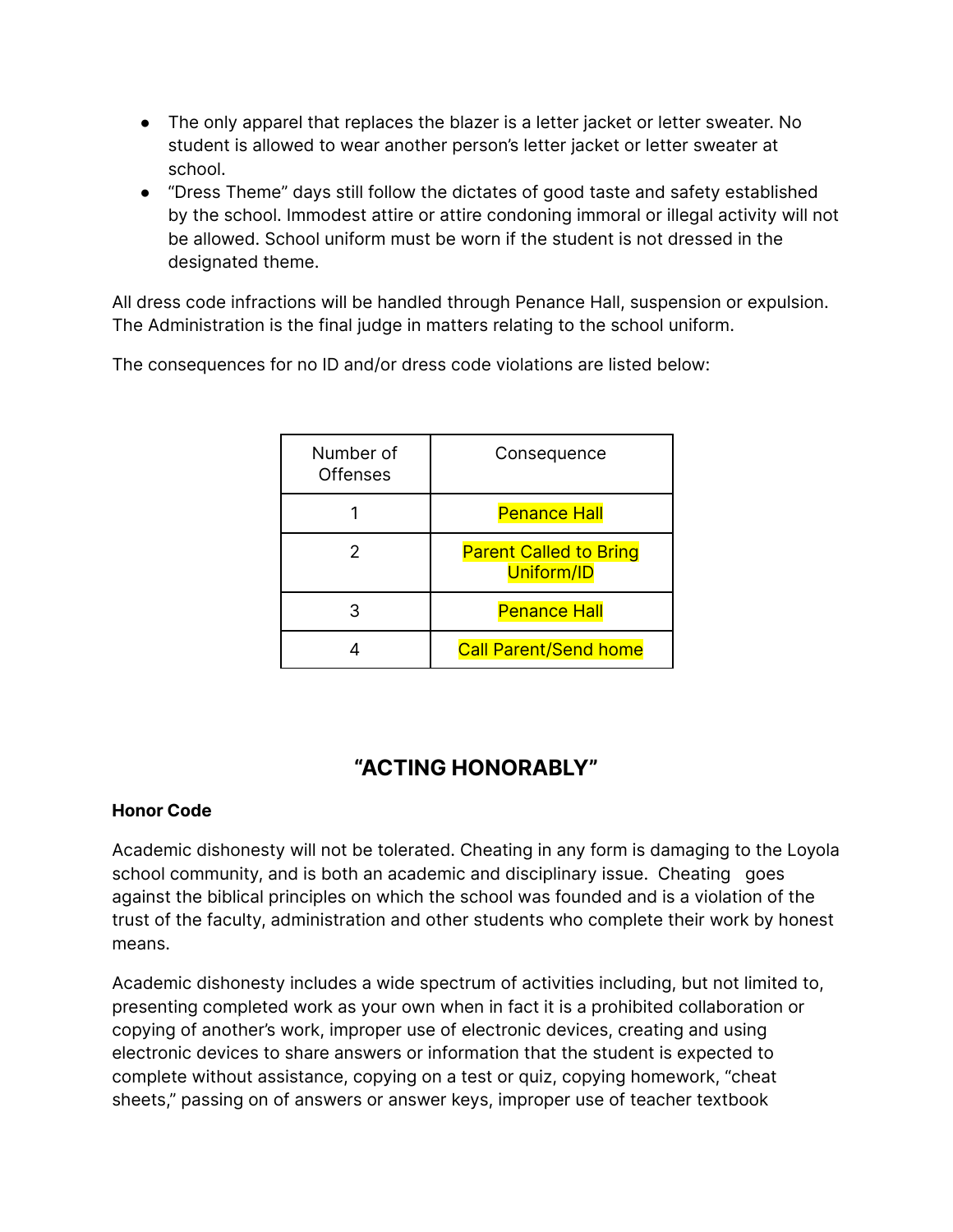- The only apparel that replaces the blazer is a letter jacket or letter sweater. No student is allowed to wear another person's letter jacket or letter sweater at school.
- "Dress Theme" days still follow the dictates of good taste and safety established by the school. Immodest attire or attire condoning immoral or illegal activity will not be allowed. School uniform must be worn if the student is not dressed in the designated theme.

All dress code infractions will be handled through Penance Hall, suspension or expulsion. The Administration is the final judge in matters relating to the school uniform.

The consequences for no ID and/or dress code violations are listed below:

| Number of Offenses | Consequence |
|---|---|
| 1 | Penance Hall |
| 2 | Parent Called to Bring Uniform/ID |
| 3 | Penance Hall |
| 4 | Call Parent/Send home |

## "ACTING HONORABLY"

**Honor Code**

Academic dishonesty will not be tolerated. Cheating in any form is damaging to the Loyola school community, and is both an academic and disciplinary issue. Cheating goes against the biblical principles on which the school was founded and is a violation of the trust of the faculty, administration and other students who complete their work by honest means.

Academic dishonesty includes a wide spectrum of activities including, but not limited to, presenting completed work as your own when in fact it is a prohibited collaboration or copying of another's work, improper use of electronic devices, creating and using electronic devices to share answers or information that the student is expected to complete without assistance, copying on a test or quiz, copying homework, "cheat sheets," passing on of answers or answer keys, improper use of teacher textbook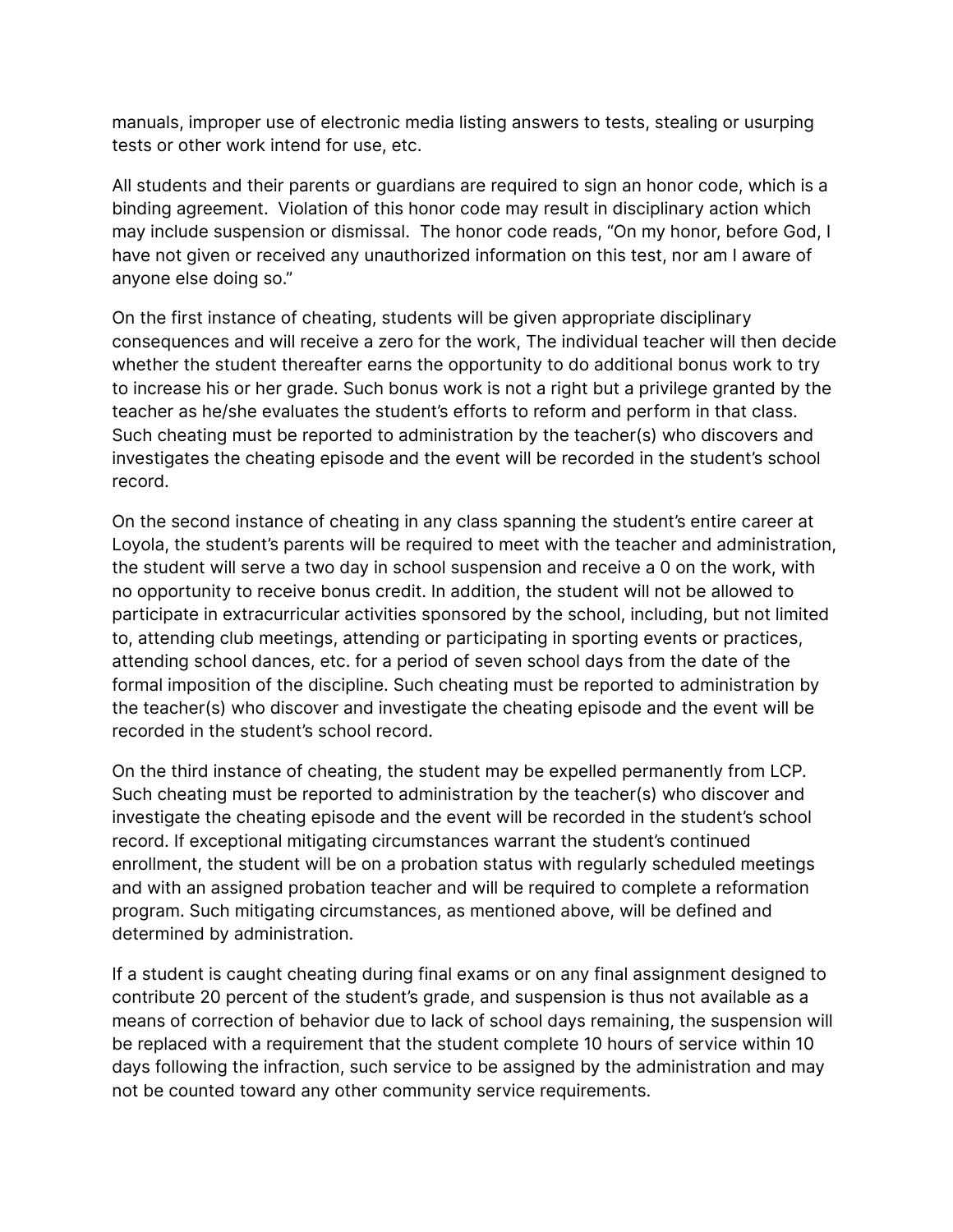manuals, improper use of electronic media listing answers to tests, stealing or usurping tests or other work intend for use, etc.

All students and their parents or guardians are required to sign an honor code, which is a binding agreement. Violation of this honor code may result in disciplinary action which may include suspension or dismissal. The honor code reads, "On my honor, before God, I have not given or received any unauthorized information on this test, nor am I aware of anyone else doing so."

On the first instance of cheating, students will be given appropriate disciplinary consequences and will receive a zero for the work, The individual teacher will then decide whether the student thereafter earns the opportunity to do additional bonus work to try to increase his or her grade. Such bonus work is not a right but a privilege granted by the teacher as he/she evaluates the student's efforts to reform and perform in that class. Such cheating must be reported to administration by the teacher(s) who discovers and investigates the cheating episode and the event will be recorded in the student's school record.

On the second instance of cheating in any class spanning the student's entire career at Loyola, the student's parents will be required to meet with the teacher and administration, the student will serve a two day in school suspension and receive a 0 on the work, with no opportunity to receive bonus credit. In addition, the student will not be allowed to participate in extracurricular activities sponsored by the school, including, but not limited to, attending club meetings, attending or participating in sporting events or practices, attending school dances, etc. for a period of seven school days from the date of the formal imposition of the discipline. Such cheating must be reported to administration by the teacher(s) who discover and investigate the cheating episode and the event will be recorded in the student's school record.

On the third instance of cheating, the student may be expelled permanently from LCP. Such cheating must be reported to administration by the teacher(s) who discover and investigate the cheating episode and the event will be recorded in the student's school record. If exceptional mitigating circumstances warrant the student's continued enrollment, the student will be on a probation status with regularly scheduled meetings and with an assigned probation teacher and will be required to complete a reformation program. Such mitigating circumstances, as mentioned above, will be defined and determined by administration.

If a student is caught cheating during final exams or on any final assignment designed to contribute 20 percent of the student's grade, and suspension is thus not available as a means of correction of behavior due to lack of school days remaining, the suspension will be replaced with a requirement that the student complete 10 hours of service within 10 days following the infraction, such service to be assigned by the administration and may not be counted toward any other community service requirements.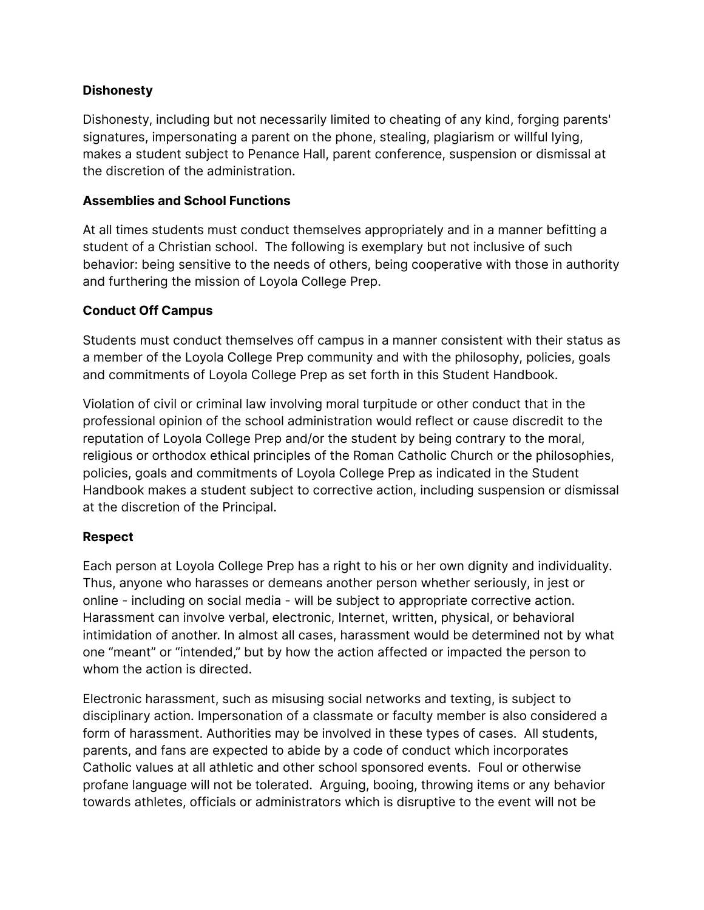**Dishonesty**

Dishonesty, including but not necessarily limited to cheating of any kind, forging parents' signatures, impersonating a parent on the phone, stealing, plagiarism or willful lying, makes a student subject to Penance Hall, parent conference, suspension or dismissal at the discretion of the administration.

**Assemblies and School Functions**

At all times students must conduct themselves appropriately and in a manner befitting a student of a Christian school. The following is exemplary but not inclusive of such behavior: being sensitive to the needs of others, being cooperative with those in authority and furthering the mission of Loyola College Prep.

**Conduct Off Campus**

Students must conduct themselves off campus in a manner consistent with their status as a member of the Loyola College Prep community and with the philosophy, policies, goals and commitments of Loyola College Prep as set forth in this Student Handbook.

Violation of civil or criminal law involving moral turpitude or other conduct that in the professional opinion of the school administration would reflect or cause discredit to the reputation of Loyola College Prep and/or the student by being contrary to the moral, religious or orthodox ethical principles of the Roman Catholic Church or the philosophies, policies, goals and commitments of Loyola College Prep as indicated in the Student Handbook makes a student subject to corrective action, including suspension or dismissal at the discretion of the Principal.

**Respect**

Each person at Loyola College Prep has a right to his or her own dignity and individuality. Thus, anyone who harasses or demeans another person whether seriously, in jest or online - including on social media - will be subject to appropriate corrective action. Harassment can involve verbal, electronic, Internet, written, physical, or behavioral intimidation of another. In almost all cases, harassment would be determined not by what one "meant" or "intended," but by how the action affected or impacted the person to whom the action is directed.

Electronic harassment, such as misusing social networks and texting, is subject to disciplinary action. Impersonation of a classmate or faculty member is also considered a form of harassment. Authorities may be involved in these types of cases. All students, parents, and fans are expected to abide by a code of conduct which incorporates Catholic values at all athletic and other school sponsored events. Foul or otherwise profane language will not be tolerated. Arguing, booing, throwing items or any behavior towards athletes, officials or administrators which is disruptive to the event will not be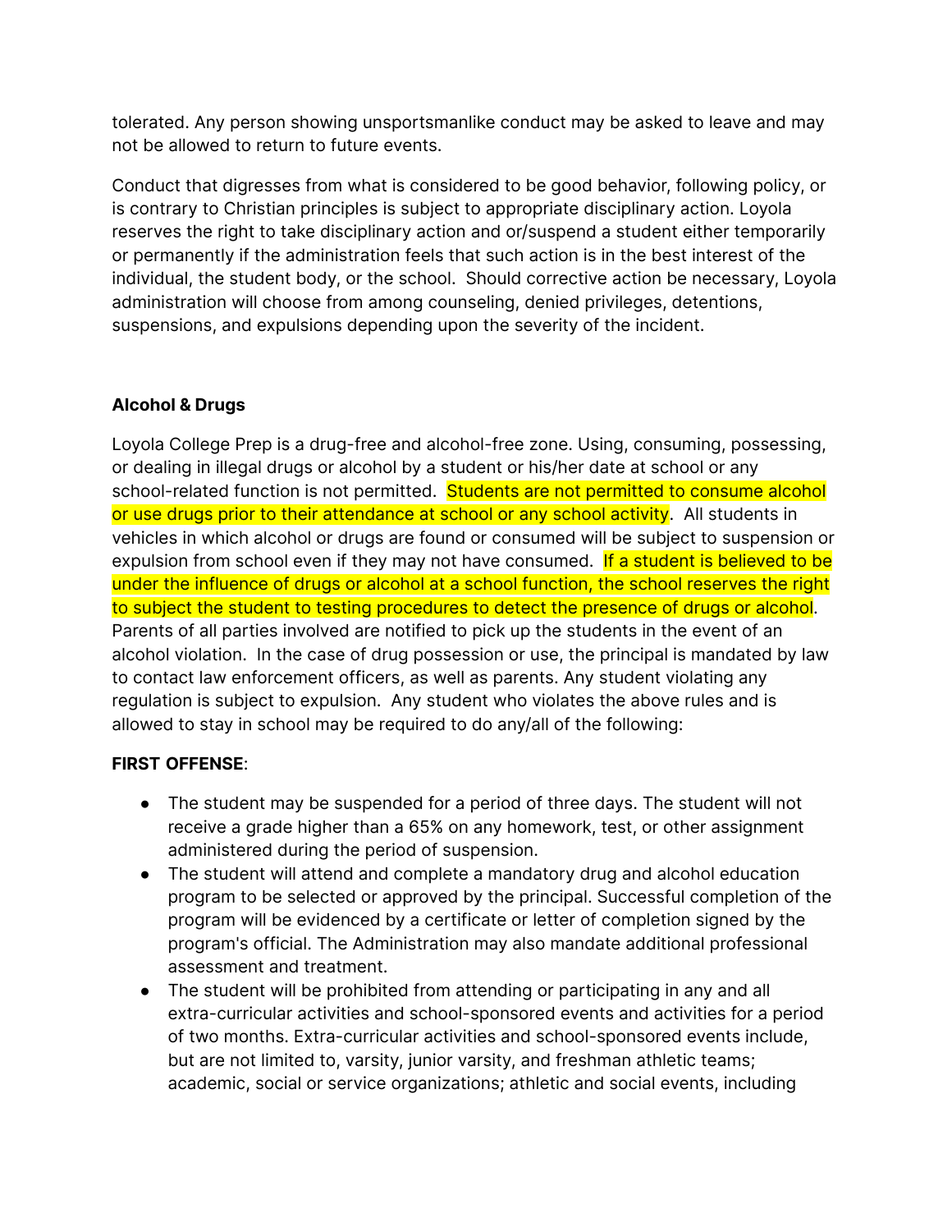tolerated. Any person showing unsportsmanlike conduct may be asked to leave and may not be allowed to return to future events.

Conduct that digresses from what is considered to be good behavior, following policy, or is contrary to Christian principles is subject to appropriate disciplinary action. Loyola reserves the right to take disciplinary action and or/suspend a student either temporarily or permanently if the administration feels that such action is in the best interest of the individual, the student body, or the school. Should corrective action be necessary, Loyola administration will choose from among counseling, denied privileges, detentions, suspensions, and expulsions depending upon the severity of the incident.

**Alcohol & Drugs**

Loyola College Prep is a drug-free and alcohol-free zone. Using, consuming, possessing, or dealing in illegal drugs or alcohol by a student or his/her date at school or any school-related function is not permitted. Students are not permitted to consume alcohol or use drugs prior to their attendance at school or any school activity. All students in vehicles in which alcohol or drugs are found or consumed will be subject to suspension or expulsion from school even if they may not have consumed. If a student is believed to be under the influence of drugs or alcohol at a school function, the school reserves the right to subject the student to testing procedures to detect the presence of drugs or alcohol. Parents of all parties involved are notified to pick up the students in the event of an alcohol violation. In the case of drug possession or use, the principal is mandated by law to contact law enforcement officers, as well as parents. Any student violating any regulation is subject to expulsion. Any student who violates the above rules and is allowed to stay in school may be required to do any/all of the following:

**FIRST OFFENSE**:

- The student may be suspended for a period of three days. The student will not receive a grade higher than a 65% on any homework, test, or other assignment administered during the period of suspension.
- The student will attend and complete a mandatory drug and alcohol education program to be selected or approved by the principal. Successful completion of the program will be evidenced by a certificate or letter of completion signed by the program's official. The Administration may also mandate additional professional assessment and treatment.
- The student will be prohibited from attending or participating in any and all extra-curricular activities and school-sponsored events and activities for a period of two months. Extra-curricular activities and school-sponsored events include, but are not limited to, varsity, junior varsity, and freshman athletic teams; academic, social or service organizations; athletic and social events, including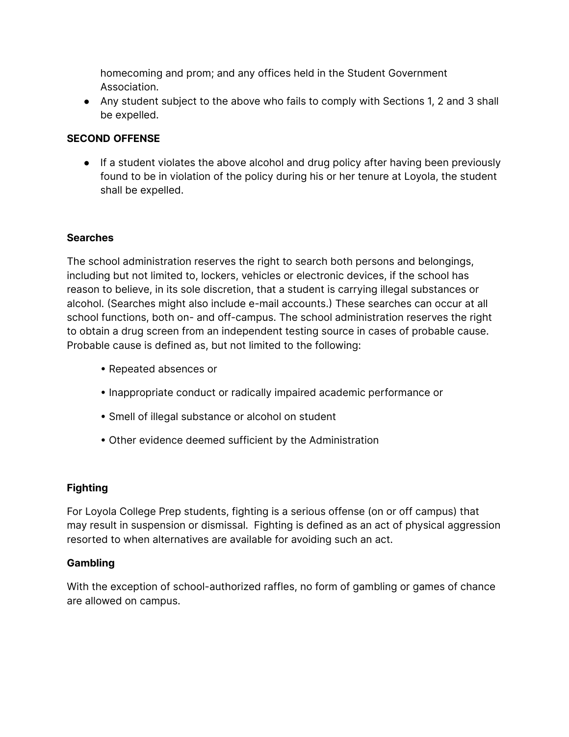homecoming and prom; and any offices held in the Student Government Association.

- Any student subject to the above who fails to comply with Sections 1, 2 and 3 shall be expelled.

**SECOND OFFENSE**

- If a student violates the above alcohol and drug policy after having been previously found to be in violation of the policy during his or her tenure at Loyola, the student shall be expelled.

**Searches**

The school administration reserves the right to search both persons and belongings, including but not limited to, lockers, vehicles or electronic devices, if the school has reason to believe, in its sole discretion, that a student is carrying illegal substances or alcohol. (Searches might also include e-mail accounts.) These searches can occur at all school functions, both on- and off-campus. The school administration reserves the right to obtain a drug screen from an independent testing source in cases of probable cause. Probable cause is defined as, but not limited to the following:

- Repeated absences or
- Inappropriate conduct or radically impaired academic performance or
- Smell of illegal substance or alcohol on student
- Other evidence deemed sufficient by the Administration

**Fighting**

For Loyola College Prep students, fighting is a serious offense (on or off campus) that may result in suspension or dismissal. Fighting is defined as an act of physical aggression resorted to when alternatives are available for avoiding such an act.

**Gambling**

With the exception of school-authorized raffles, no form of gambling or games of chance are allowed on campus.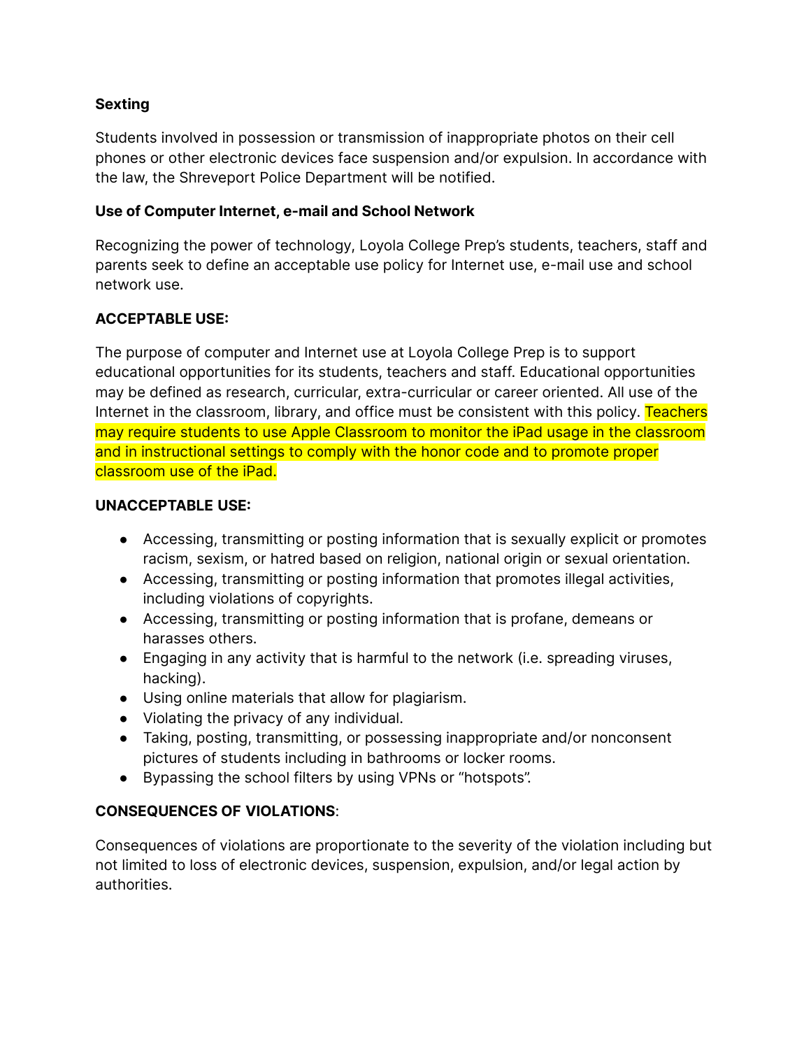**Sexting**

Students involved in possession or transmission of inappropriate photos on their cell phones or other electronic devices face suspension and/or expulsion. In accordance with the law, the Shreveport Police Department will be notified.

**Use of Computer Internet, e-mail and School Network**

Recognizing the power of technology, Loyola College Prep's students, teachers, staff and parents seek to define an acceptable use policy for Internet use, e-mail use and school network use.

**ACCEPTABLE USE:**

The purpose of computer and Internet use at Loyola College Prep is to support educational opportunities for its students, teachers and staff. Educational opportunities may be defined as research, curricular, extra-curricular or career oriented. All use of the Internet in the classroom, library, and office must be consistent with this policy. Teachers may require students to use Apple Classroom to monitor the iPad usage in the classroom and in instructional settings to comply with the honor code and to promote proper classroom use of the iPad.

**UNACCEPTABLE USE:**

- Accessing, transmitting or posting information that is sexually explicit or promotes racism, sexism, or hatred based on religion, national origin or sexual orientation.
- Accessing, transmitting or posting information that promotes illegal activities, including violations of copyrights.
- Accessing, transmitting or posting information that is profane, demeans or harasses others.
- Engaging in any activity that is harmful to the network (i.e. spreading viruses, hacking).
- Using online materials that allow for plagiarism.
- Violating the privacy of any individual.
- Taking, posting, transmitting, or possessing inappropriate and/or nonconsent pictures of students including in bathrooms or locker rooms.
- Bypassing the school filters by using VPNs or "hotspots".

**CONSEQUENCES OF VIOLATIONS**:

Consequences of violations are proportionate to the severity of the violation including but not limited to loss of electronic devices, suspension, expulsion, and/or legal action by authorities.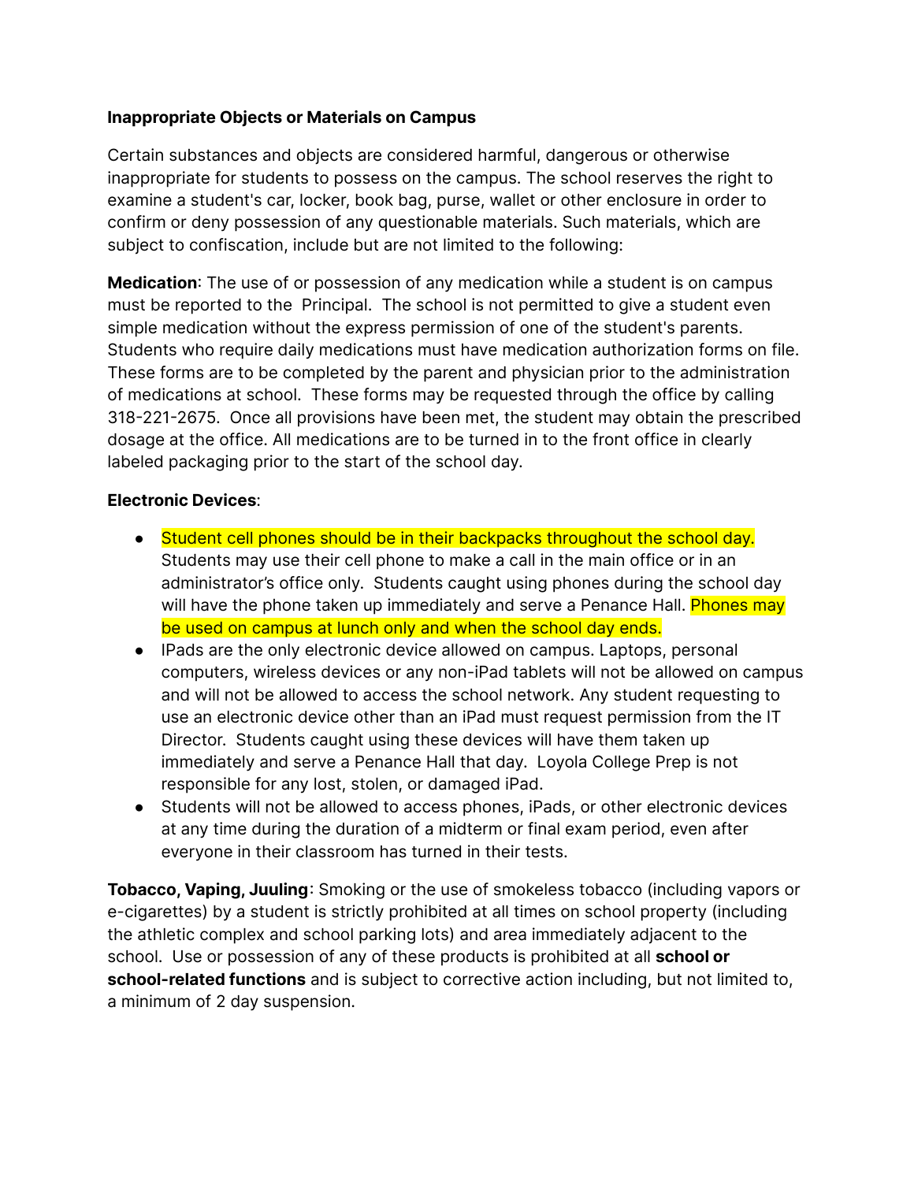**Inappropriate Objects or Materials on Campus**

Certain substances and objects are considered harmful, dangerous or otherwise inappropriate for students to possess on the campus. The school reserves the right to examine a student's car, locker, book bag, purse, wallet or other enclosure in order to confirm or deny possession of any questionable materials. Such materials, which are subject to confiscation, include but are not limited to the following:

**Medication**: The use of or possession of any medication while a student is on campus must be reported to the Principal. The school is not permitted to give a student even simple medication without the express permission of one of the student's parents. Students who require daily medications must have medication authorization forms on file. These forms are to be completed by the parent and physician prior to the administration of medications at school. These forms may be requested through the office by calling 318-221-2675. Once all provisions have been met, the student may obtain the prescribed dosage at the office. All medications are to be turned in to the front office in clearly labeled packaging prior to the start of the school day.

**Electronic Devices**:

- Student cell phones should be in their backpacks throughout the school day. Students may use their cell phone to make a call in the main office or in an administrator's office only. Students caught using phones during the school day will have the phone taken up immediately and serve a Penance Hall. Phones may be used on campus at lunch only and when the school day ends.
- IPads are the only electronic device allowed on campus. Laptops, personal computers, wireless devices or any non-iPad tablets will not be allowed on campus and will not be allowed to access the school network. Any student requesting to use an electronic device other than an iPad must request permission from the IT Director. Students caught using these devices will have them taken up immediately and serve a Penance Hall that day. Loyola College Prep is not responsible for any lost, stolen, or damaged iPad.
- Students will not be allowed to access phones, iPads, or other electronic devices at any time during the duration of a midterm or final exam period, even after everyone in their classroom has turned in their tests.

**Tobacco, Vaping, Juuling**: Smoking or the use of smokeless tobacco (including vapors or e-cigarettes) by a student is strictly prohibited at all times on school property (including the athletic complex and school parking lots) and area immediately adjacent to the school. Use or possession of any of these products is prohibited at all **school or school-related functions** and is subject to corrective action including, but not limited to, a minimum of 2 day suspension.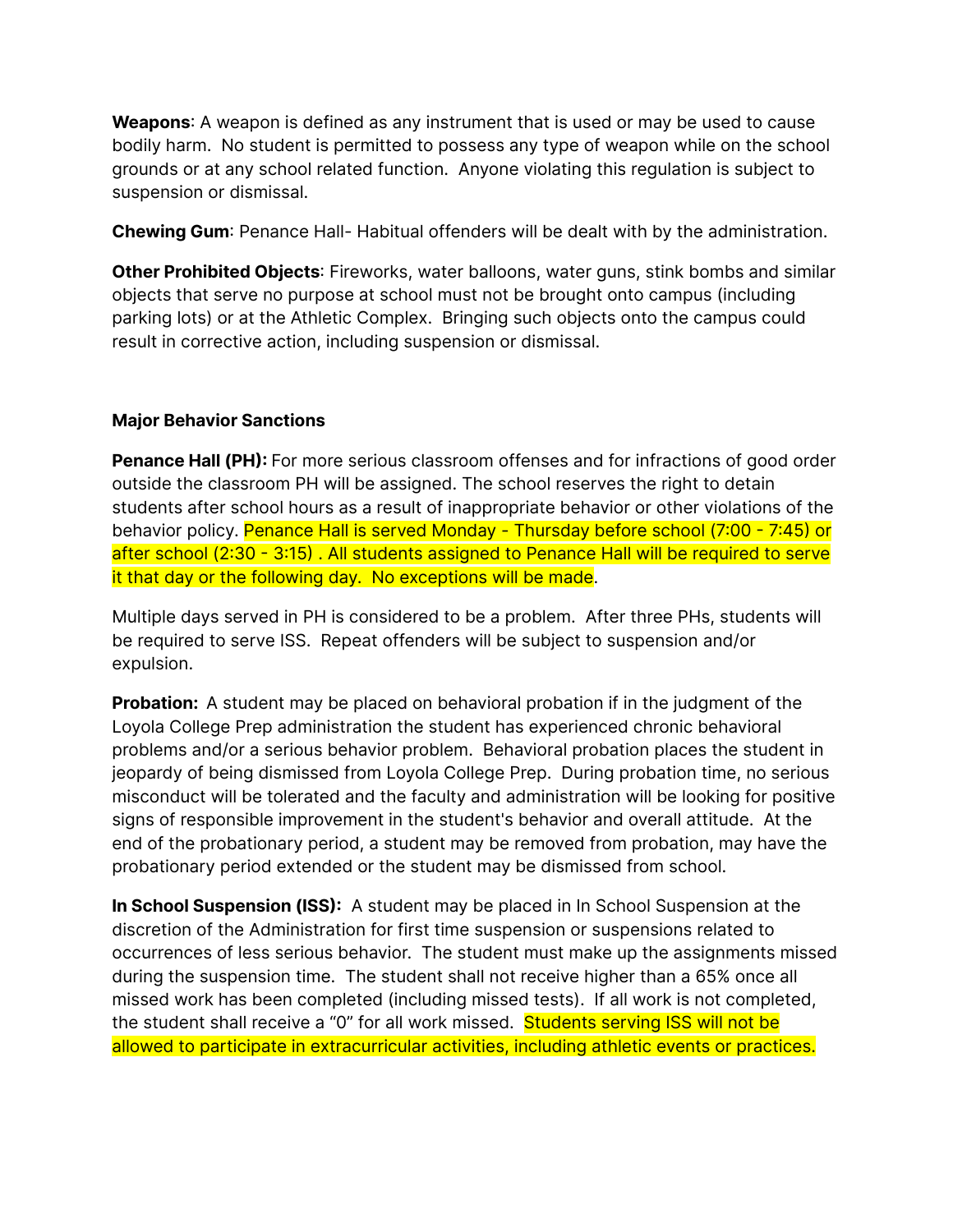**Weapons**: A weapon is defined as any instrument that is used or may be used to cause bodily harm. No student is permitted to possess any type of weapon while on the school grounds or at any school related function. Anyone violating this regulation is subject to suspension or dismissal.

**Chewing Gum**: Penance Hall- Habitual offenders will be dealt with by the administration.

**Other Prohibited Objects**: Fireworks, water balloons, water guns, stink bombs and similar objects that serve no purpose at school must not be brought onto campus (including parking lots) or at the Athletic Complex. Bringing such objects onto the campus could result in corrective action, including suspension or dismissal.

**Major Behavior Sanctions**

**Penance Hall (PH):** For more serious classroom offenses and for infractions of good order outside the classroom PH will be assigned. The school reserves the right to detain students after school hours as a result of inappropriate behavior or other violations of the behavior policy. Penance Hall is served Monday - Thursday before school (7:00 - 7:45) or after school (2:30 - 3:15) . All students assigned to Penance Hall will be required to serve it that day or the following day. No exceptions will be made.

Multiple days served in PH is considered to be a problem. After three PHs, students will be required to serve ISS. Repeat offenders will be subject to suspension and/or expulsion.

**Probation:** A student may be placed on behavioral probation if in the judgment of the Loyola College Prep administration the student has experienced chronic behavioral problems and/or a serious behavior problem. Behavioral probation places the student in jeopardy of being dismissed from Loyola College Prep. During probation time, no serious misconduct will be tolerated and the faculty and administration will be looking for positive signs of responsible improvement in the student's behavior and overall attitude. At the end of the probationary period, a student may be removed from probation, may have the probationary period extended or the student may be dismissed from school.

**In School Suspension (ISS):** A student may be placed in In School Suspension at the discretion of the Administration for first time suspension or suspensions related to occurrences of less serious behavior. The student must make up the assignments missed during the suspension time. The student shall not receive higher than a 65% once all missed work has been completed (including missed tests). If all work is not completed, the student shall receive a "0" for all work missed. Students serving ISS will not be allowed to participate in extracurricular activities, including athletic events or practices.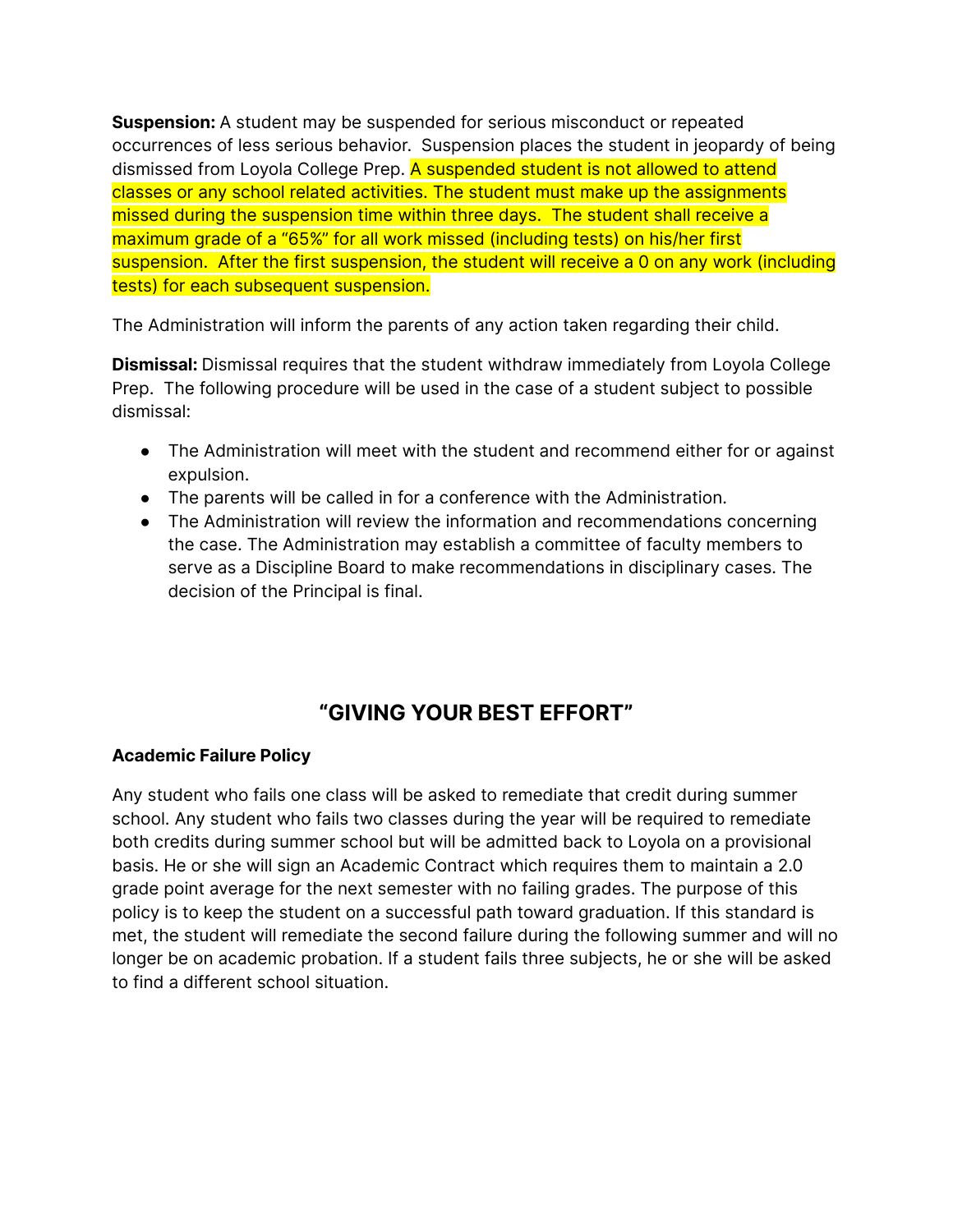**Suspension:** A student may be suspended for serious misconduct or repeated occurrences of less serious behavior. Suspension places the student in jeopardy of being dismissed from Loyola College Prep. A suspended student is not allowed to attend classes or any school related activities. The student must make up the assignments missed during the suspension time within three days. The student shall receive a maximum grade of a "65%" for all work missed (including tests) on his/her first suspension. After the first suspension, the student will receive a 0 on any work (including tests) for each subsequent suspension.

The Administration will inform the parents of any action taken regarding their child.

**Dismissal:** Dismissal requires that the student withdraw immediately from Loyola College Prep. The following procedure will be used in the case of a student subject to possible dismissal:

- The Administration will meet with the student and recommend either for or against expulsion.
- The parents will be called in for a conference with the Administration.
- The Administration will review the information and recommendations concerning the case. The Administration may establish a committee of faculty members to serve as a Discipline Board to make recommendations in disciplinary cases. The decision of the Principal is final.

## "GIVING YOUR BEST EFFORT"

**Academic Failure Policy**

Any student who fails one class will be asked to remediate that credit during summer school. Any student who fails two classes during the year will be required to remediate both credits during summer school but will be admitted back to Loyola on a provisional basis. He or she will sign an Academic Contract which requires them to maintain a 2.0 grade point average for the next semester with no failing grades. The purpose of this policy is to keep the student on a successful path toward graduation. If this standard is met, the student will remediate the second failure during the following summer and will no longer be on academic probation. If a student fails three subjects, he or she will be asked to find a different school situation.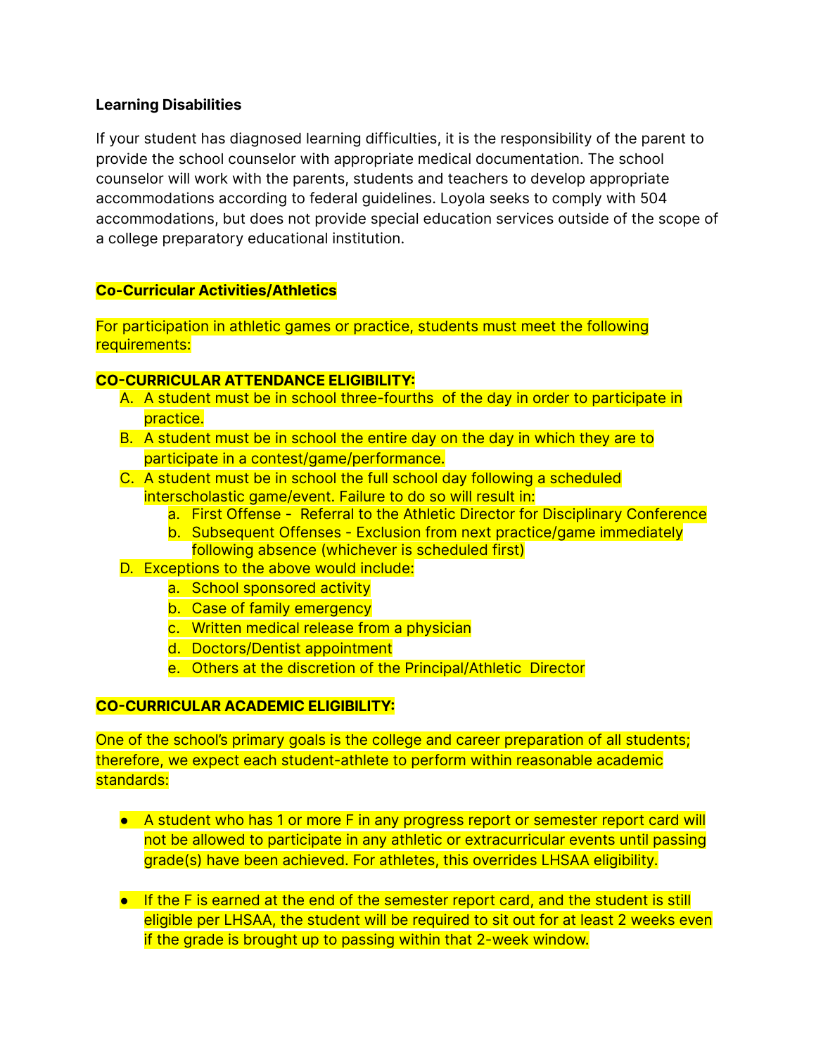**Learning Disabilities**

If your student has diagnosed learning difficulties, it is the responsibility of the parent to provide the school counselor with appropriate medical documentation. The school counselor will work with the parents, students and teachers to develop appropriate accommodations according to federal guidelines. Loyola seeks to comply with 504 accommodations, but does not provide special education services outside of the scope of a college preparatory educational institution.

**Co-Curricular Activities/Athletics**

For participation in athletic games or practice, students must meet the following requirements:

**CO-CURRICULAR ATTENDANCE ELIGIBILITY:**

A. A student must be in school three-fourths of the day in order to participate in practice.
B. A student must be in school the entire day on the day in which they are to participate in a contest/game/performance.
C. A student must be in school the full school day following a scheduled interscholastic game/event. Failure to do so will result in:
   a. First Offense - Referral to the Athletic Director for Disciplinary Conference
   b. Subsequent Offenses - Exclusion from next practice/game immediately following absence (whichever is scheduled first)
D. Exceptions to the above would include:
   a. School sponsored activity
   b. Case of family emergency
   c. Written medical release from a physician
   d. Doctors/Dentist appointment
   e. Others at the discretion of the Principal/Athletic Director

**CO-CURRICULAR ACADEMIC ELIGIBILITY:**

One of the school's primary goals is the college and career preparation of all students; therefore, we expect each student-athlete to perform within reasonable academic standards:

- A student who has 1 or more F in any progress report or semester report card will not be allowed to participate in any athletic or extracurricular events until passing grade(s) have been achieved. For athletes, this overrides LHSAA eligibility.

- If the F is earned at the end of the semester report card, and the student is still eligible per LHSAA, the student will be required to sit out for at least 2 weeks even if the grade is brought up to passing within that 2-week window.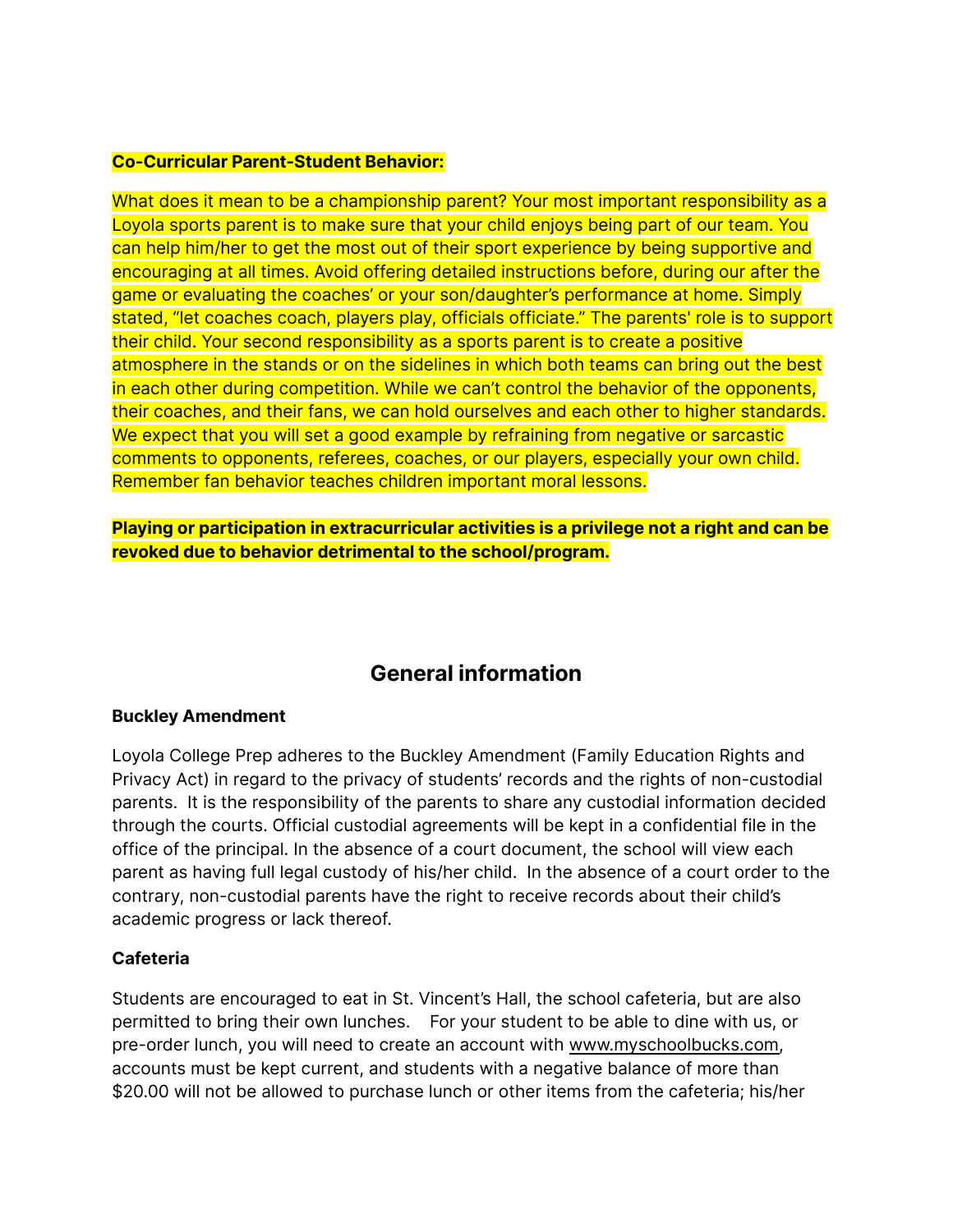**Co-Curricular Parent-Student Behavior:**

What does it mean to be a championship parent? Your most important responsibility as a Loyola sports parent is to make sure that your child enjoys being part of our team. You can help him/her to get the most out of their sport experience by being supportive and encouraging at all times. Avoid offering detailed instructions before, during our after the game or evaluating the coaches' or your son/daughter's performance at home. Simply stated, "let coaches coach, players play, officials officiate." The parents' role is to support their child. Your second responsibility as a sports parent is to create a positive atmosphere in the stands or on the sidelines in which both teams can bring out the best in each other during competition. While we can't control the behavior of the opponents, their coaches, and their fans, we can hold ourselves and each other to higher standards. We expect that you will set a good example by refraining from negative or sarcastic comments to opponents, referees, coaches, or our players, especially your own child. Remember fan behavior teaches children important moral lessons.

**Playing or participation in extracurricular activities is a privilege not a right and can be revoked due to behavior detrimental to the school/program.**

## General information

**Buckley Amendment**

Loyola College Prep adheres to the Buckley Amendment (Family Education Rights and Privacy Act) in regard to the privacy of students' records and the rights of non-custodial parents. It is the responsibility of the parents to share any custodial information decided through the courts. Official custodial agreements will be kept in a confidential file in the office of the principal. In the absence of a court document, the school will view each parent as having full legal custody of his/her child. In the absence of a court order to the contrary, non-custodial parents have the right to receive records about their child's academic progress or lack thereof.

**Cafeteria**

Students are encouraged to eat in St. Vincent's Hall, the school cafeteria, but are also permitted to bring their own lunches. For your student to be able to dine with us, or pre-order lunch, you will need to create an account with www.myschoolbucks.com, accounts must be kept current, and students with a negative balance of more than $20.00 will not be allowed to purchase lunch or other items from the cafeteria; his/her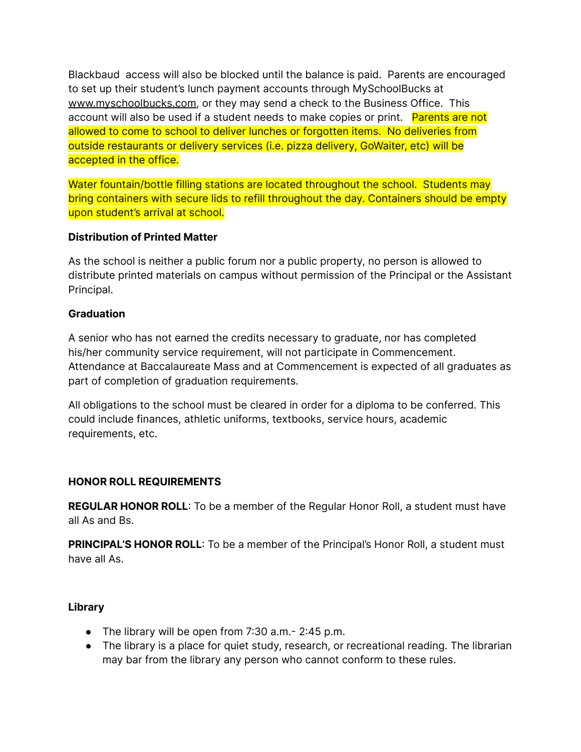Blackbaud access will also be blocked until the balance is paid. Parents are encouraged to set up their student's lunch payment accounts through MySchoolBucks at www.myschoolbucks.com, or they may send a check to the Business Office. This account will also be used if a student needs to make copies or print. Parents are not allowed to come to school to deliver lunches or forgotten items. No deliveries from outside restaurants or delivery services (i.e. pizza delivery, GoWaiter, etc) will be accepted in the office.

Water fountain/bottle filling stations are located throughout the school. Students may bring containers with secure lids to refill throughout the day. Containers should be empty upon student's arrival at school.

**Distribution of Printed Matter**

As the school is neither a public forum nor a public property, no person is allowed to distribute printed materials on campus without permission of the Principal or the Assistant Principal.

**Graduation**

A senior who has not earned the credits necessary to graduate, nor has completed his/her community service requirement, will not participate in Commencement. Attendance at Baccalaureate Mass and at Commencement is expected of all graduates as part of completion of graduation requirements.

All obligations to the school must be cleared in order for a diploma to be conferred. This could include finances, athletic uniforms, textbooks, service hours, academic requirements, etc.

**HONOR ROLL REQUIREMENTS**

**REGULAR HONOR ROLL**: To be a member of the Regular Honor Roll, a student must have all As and Bs.

**PRINCIPAL'S HONOR ROLL**: To be a member of the Principal's Honor Roll, a student must have all As.

**Library**

- The library will be open from 7:30 a.m.- 2:45 p.m.
- The library is a place for quiet study, research, or recreational reading. The librarian may bar from the library any person who cannot conform to these rules.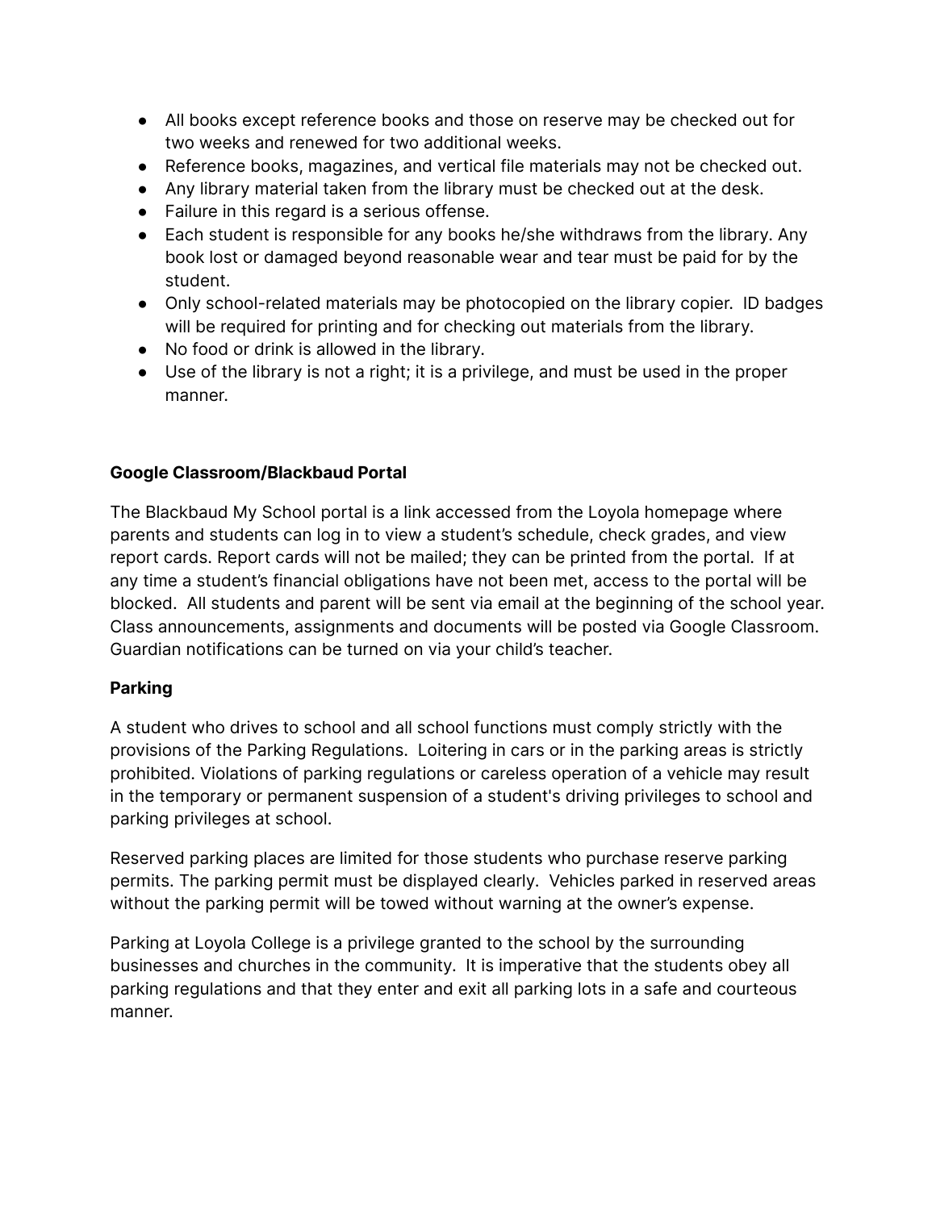- All books except reference books and those on reserve may be checked out for two weeks and renewed for two additional weeks.
- Reference books, magazines, and vertical file materials may not be checked out.
- Any library material taken from the library must be checked out at the desk.
- Failure in this regard is a serious offense.
- Each student is responsible for any books he/she withdraws from the library. Any book lost or damaged beyond reasonable wear and tear must be paid for by the student.
- Only school-related materials may be photocopied on the library copier. ID badges will be required for printing and for checking out materials from the library.
- No food or drink is allowed in the library.
- Use of the library is not a right; it is a privilege, and must be used in the proper manner.

**Google Classroom/Blackbaud Portal**

The Blackbaud My School portal is a link accessed from the Loyola homepage where parents and students can log in to view a student's schedule, check grades, and view report cards. Report cards will not be mailed; they can be printed from the portal. If at any time a student's financial obligations have not been met, access to the portal will be blocked. All students and parent will be sent via email at the beginning of the school year. Class announcements, assignments and documents will be posted via Google Classroom. Guardian notifications can be turned on via your child's teacher.

**Parking**

A student who drives to school and all school functions must comply strictly with the provisions of the Parking Regulations. Loitering in cars or in the parking areas is strictly prohibited. Violations of parking regulations or careless operation of a vehicle may result in the temporary or permanent suspension of a student's driving privileges to school and parking privileges at school.

Reserved parking places are limited for those students who purchase reserve parking permits. The parking permit must be displayed clearly. Vehicles parked in reserved areas without the parking permit will be towed without warning at the owner's expense.

Parking at Loyola College is a privilege granted to the school by the surrounding businesses and churches in the community. It is imperative that the students obey all parking regulations and that they enter and exit all parking lots in a safe and courteous manner.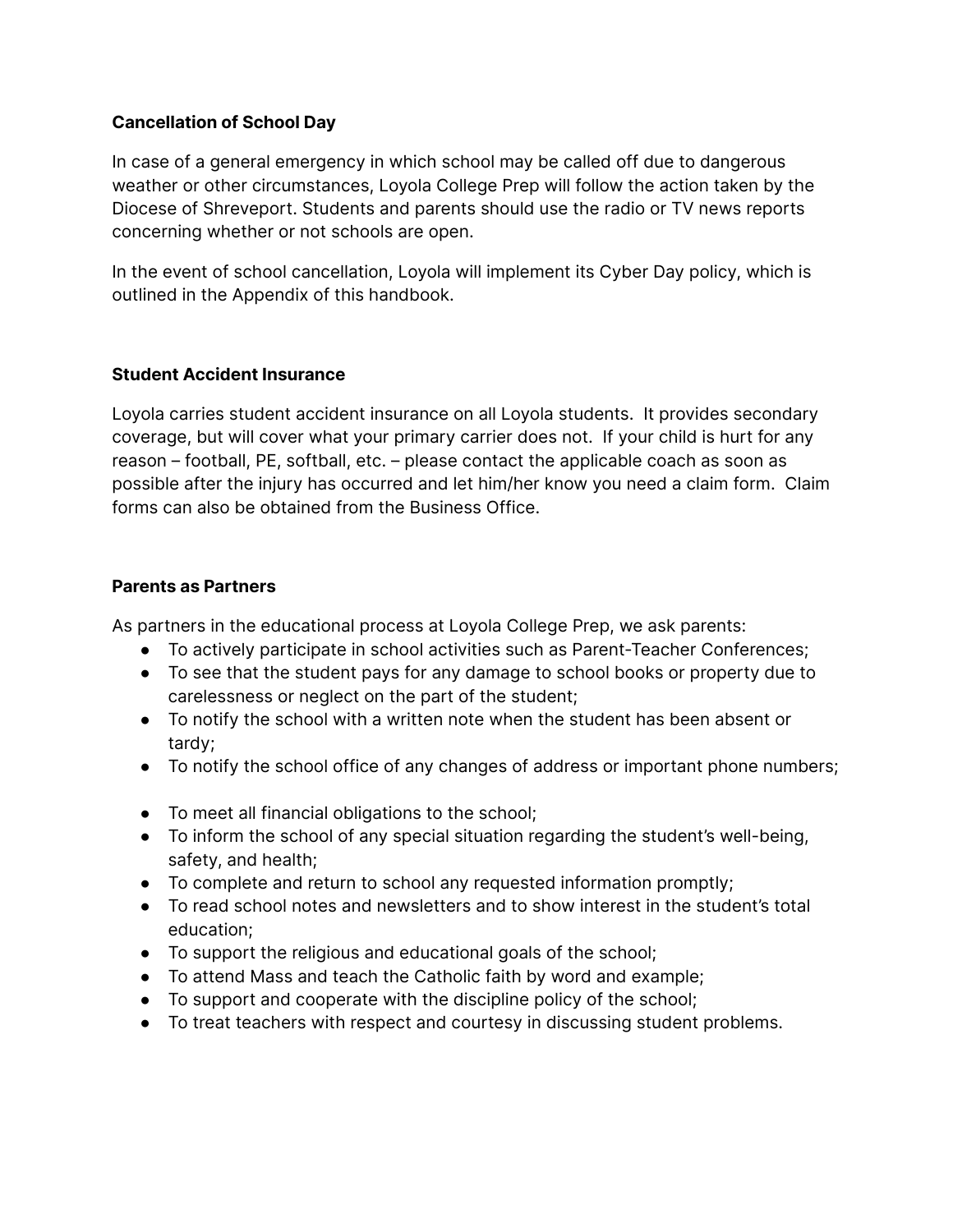**Cancellation of School Day**

In case of a general emergency in which school may be called off due to dangerous weather or other circumstances, Loyola College Prep will follow the action taken by the Diocese of Shreveport. Students and parents should use the radio or TV news reports concerning whether or not schools are open.

In the event of school cancellation, Loyola will implement its Cyber Day policy, which is outlined in the Appendix of this handbook.

**Student Accident Insurance**

Loyola carries student accident insurance on all Loyola students. It provides secondary coverage, but will cover what your primary carrier does not. If your child is hurt for any reason – football, PE, softball, etc. – please contact the applicable coach as soon as possible after the injury has occurred and let him/her know you need a claim form. Claim forms can also be obtained from the Business Office.

**Parents as Partners**

As partners in the educational process at Loyola College Prep, we ask parents:

- To actively participate in school activities such as Parent-Teacher Conferences;
- To see that the student pays for any damage to school books or property due to carelessness or neglect on the part of the student;
- To notify the school with a written note when the student has been absent or tardy;
- To notify the school office of any changes of address or important phone numbers;
- To meet all financial obligations to the school;
- To inform the school of any special situation regarding the student's well-being, safety, and health;
- To complete and return to school any requested information promptly;
- To read school notes and newsletters and to show interest in the student's total education;
- To support the religious and educational goals of the school;
- To attend Mass and teach the Catholic faith by word and example;
- To support and cooperate with the discipline policy of the school;
- To treat teachers with respect and courtesy in discussing student problems.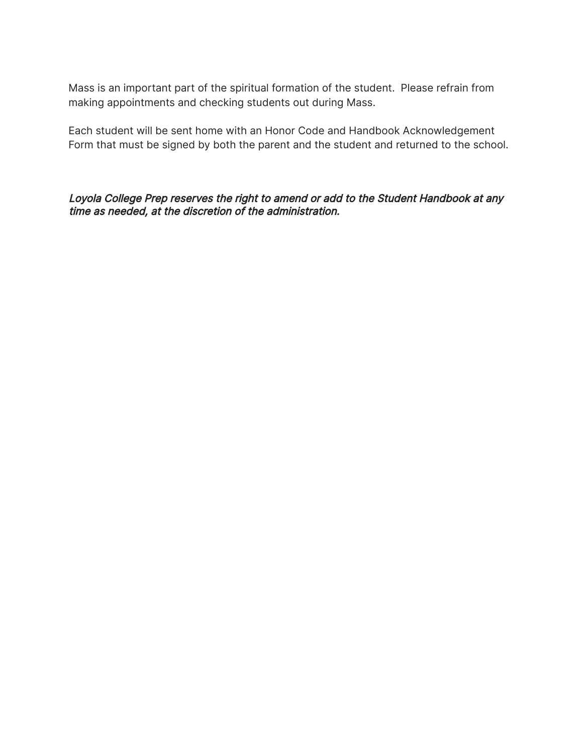Mass is an important part of the spiritual formation of the student.  Please refrain from making appointments and checking students out during Mass.

Each student will be sent home with an Honor Code and Handbook Acknowledgement Form that must be signed by both the parent and the student and returned to the school.

*Loyola College Prep reserves the right to amend or add to the Student Handbook at any time as needed, at the discretion of the administration.*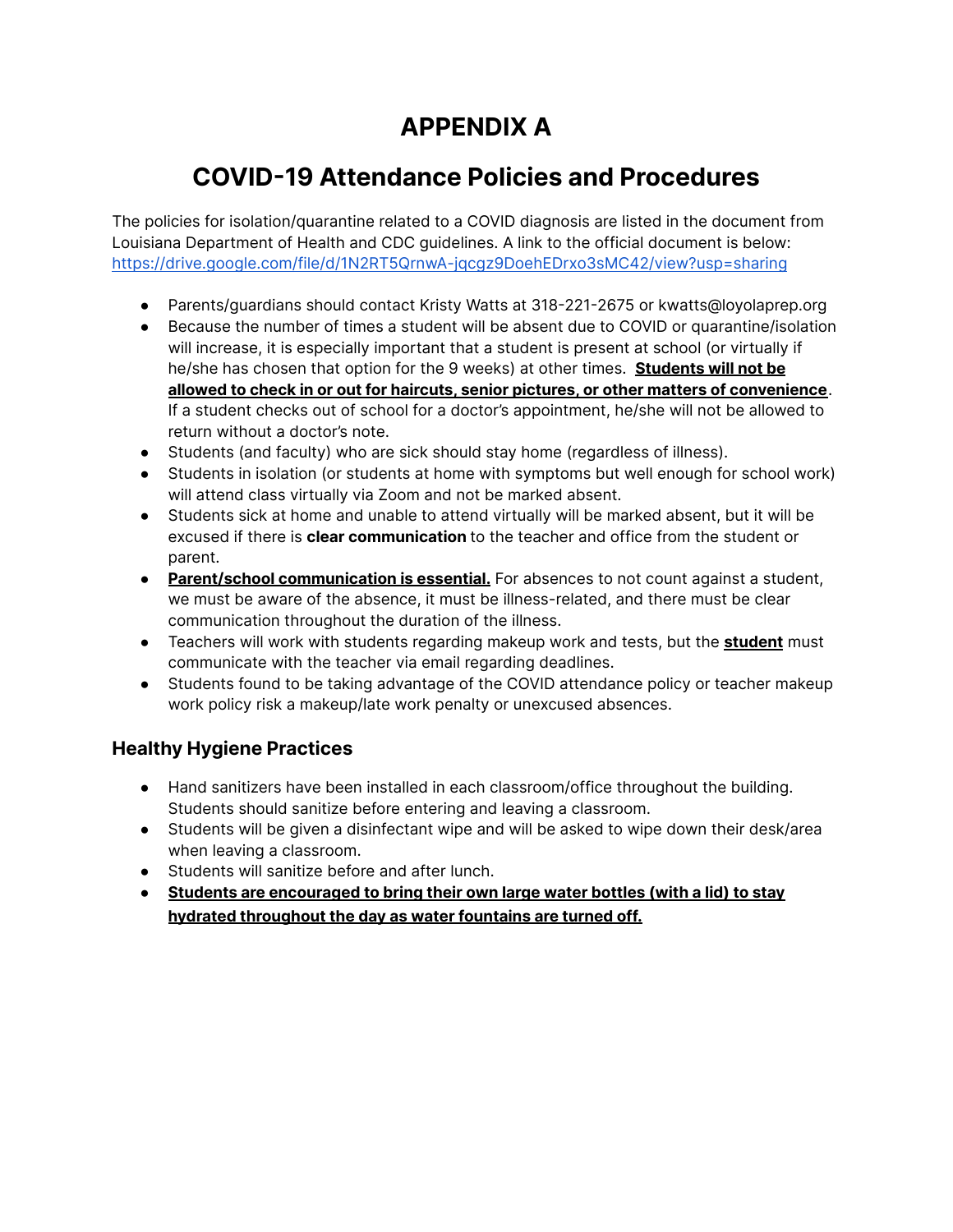# APPENDIX A

# COVID-19 Attendance Policies and Procedures

The policies for isolation/quarantine related to a COVID diagnosis are listed in the document from Louisiana Department of Health and CDC guidelines. A link to the official document is below: https://drive.google.com/file/d/1N2RT5QrnwA-jqcgz9DoehEDrxo3sMC42/view?usp=sharing

- Parents/guardians should contact Kristy Watts at 318-221-2675 or kwatts@loyolaprep.org
- Because the number of times a student will be absent due to COVID or quarantine/isolation will increase, it is especially important that a student is present at school (or virtually if he/she has chosen that option for the 9 weeks) at other times. **Students will not be allowed to check in or out for haircuts, senior pictures, or other matters of convenience**. If a student checks out of school for a doctor's appointment, he/she will not be allowed to return without a doctor's note.
- Students (and faculty) who are sick should stay home (regardless of illness).
- Students in isolation (or students at home with symptoms but well enough for school work) will attend class virtually via Zoom and not be marked absent.
- Students sick at home and unable to attend virtually will be marked absent, but it will be excused if there is **clear communication** to the teacher and office from the student or parent.
- **Parent/school communication is essential.** For absences to not count against a student, we must be aware of the absence, it must be illness-related, and there must be clear communication throughout the duration of the illness.
- Teachers will work with students regarding makeup work and tests, but the **student** must communicate with the teacher via email regarding deadlines.
- Students found to be taking advantage of the COVID attendance policy or teacher makeup work policy risk a makeup/late work penalty or unexcused absences.

### Healthy Hygiene Practices

- Hand sanitizers have been installed in each classroom/office throughout the building. Students should sanitize before entering and leaving a classroom.
- Students will be given a disinfectant wipe and will be asked to wipe down their desk/area when leaving a classroom.
- Students will sanitize before and after lunch.
- **Students are encouraged to bring their own large water bottles (with a lid) to stay hydrated throughout the day as water fountains are turned off.**